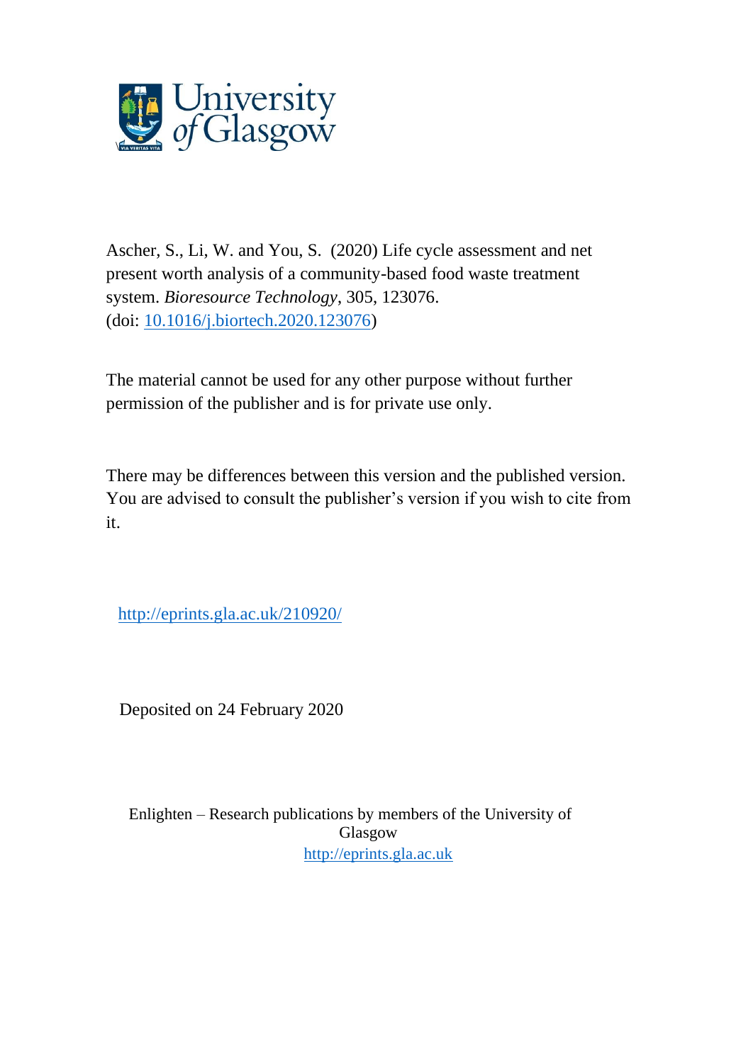University of Glasgow

Ascher, S., Li, W. and You, S. (2020) Life cycle assessment and net present worth analysis of a community-based food waste treatment system. *Bioresource Technology*, 305, 123076. (doi: [10.1016/j.biortech.2020.123076](http://dx.doi.org/10.1016/j.biortech.2020.123076))

The material cannot be used for any other purpose without further permission of the publisher and is for private use only.

There may be differences between this version and the published version. You are advised to consult the publisher's version if you wish to cite from it.

http://eprints.gla.ac.uk/210920/

Deposited on 24 February 2020

Enlighten – Research publications by members of the University of Glasgow
http://eprints.gla.ac.uk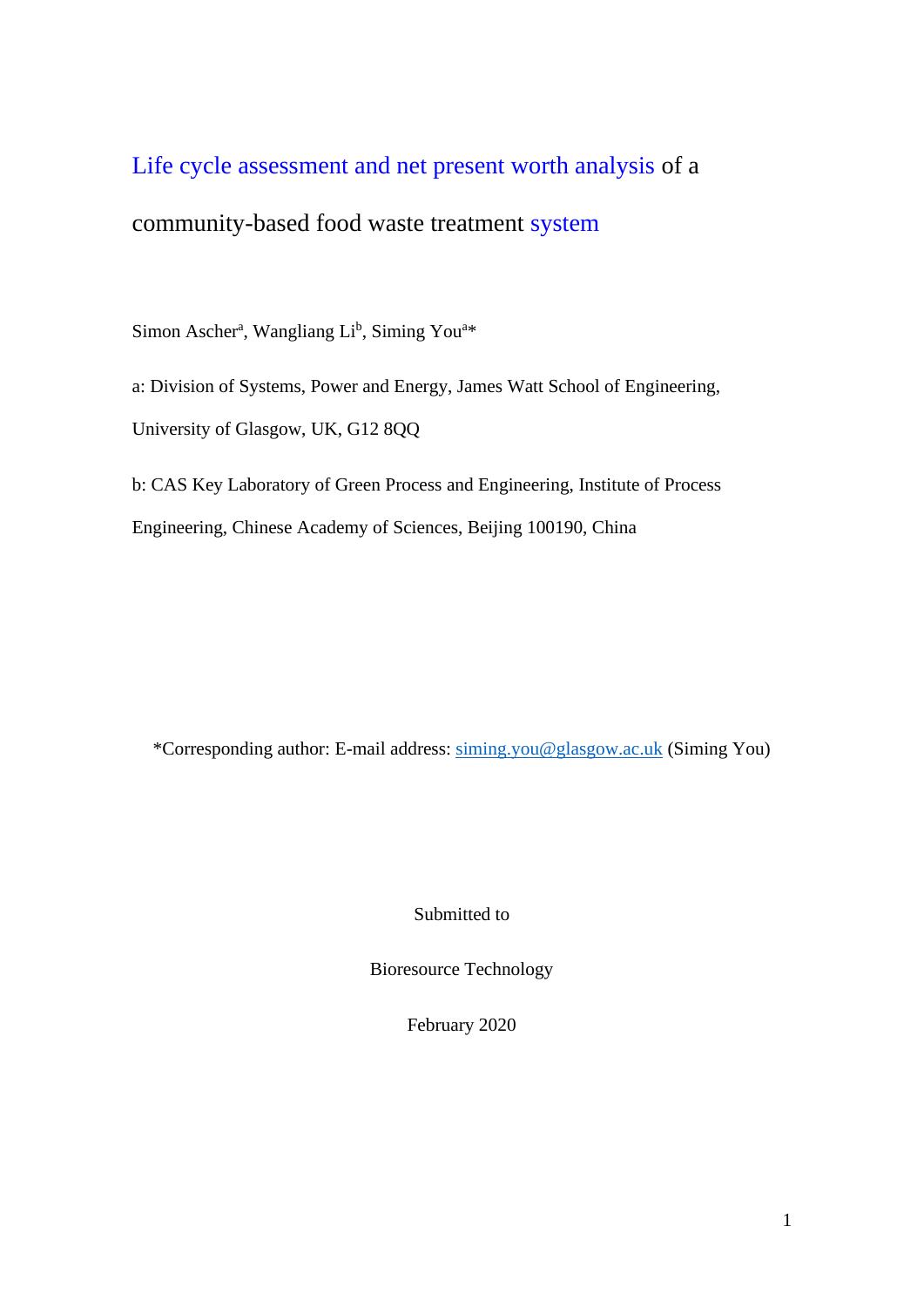# Life cycle assessment and net present worth analysis of a community-based food waste treatment system

Simon Ascher[a], Wangliang Li[b], Siming You[a]*

a: Division of Systems, Power and Energy, James Watt School of Engineering, University of Glasgow, UK, G12 8QQ

b: CAS Key Laboratory of Green Process and Engineering, Institute of Process Engineering, Chinese Academy of Sciences, Beijing 100190, China

*Corresponding author: E-mail address: siming.you@glasgow.ac.uk (Siming You)

Submitted to

Bioresource Technology

February 2020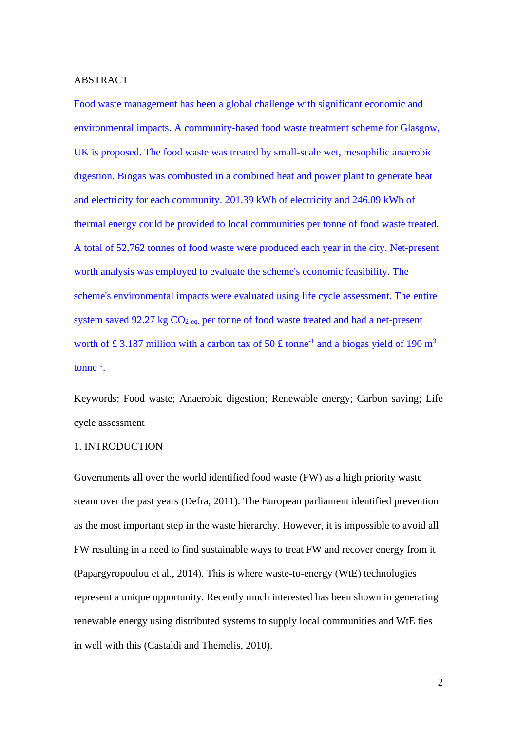## ABSTRACT

Food waste management has been a global challenge with significant economic and environmental impacts. A community-based food waste treatment scheme for Glasgow, UK is proposed. The food waste was treated by small-scale wet, mesophilic anaerobic digestion. Biogas was combusted in a combined heat and power plant to generate heat and electricity for each community. 201.39 kWh of electricity and 246.09 kWh of thermal energy could be provided to local communities per tonne of food waste treated. A total of 52,762 tonnes of food waste were produced each year in the city. Net-present worth analysis was employed to evaluate the scheme's economic feasibility. The scheme's environmental impacts were evaluated using life cycle assessment. The entire system saved 92.27 kg $CO_{2\text{-eq.}}$ per tonne of food waste treated and had a net-present worth of £ 3.187 million with a carbon tax of 50 £ $\text{tonne}^{-1}$ and a biogas yield of 190 $m^3$ $\text{tonne}^{-1}$.

Keywords: Food waste; Anaerobic digestion; Renewable energy; Carbon saving; Life cycle assessment

## 1. INTRODUCTION

Governments all over the world identified food waste (FW) as a high priority waste steam over the past years (Defra, 2011). The European parliament identified prevention as the most important step in the waste hierarchy. However, it is impossible to avoid all FW resulting in a need to find sustainable ways to treat FW and recover energy from it (Papargyropoulou et al., 2014). This is where waste-to-energy (WtE) technologies represent a unique opportunity. Recently much interested has been shown in generating renewable energy using distributed systems to supply local communities and WtE ties in well with this (Castaldi and Themelis, 2010).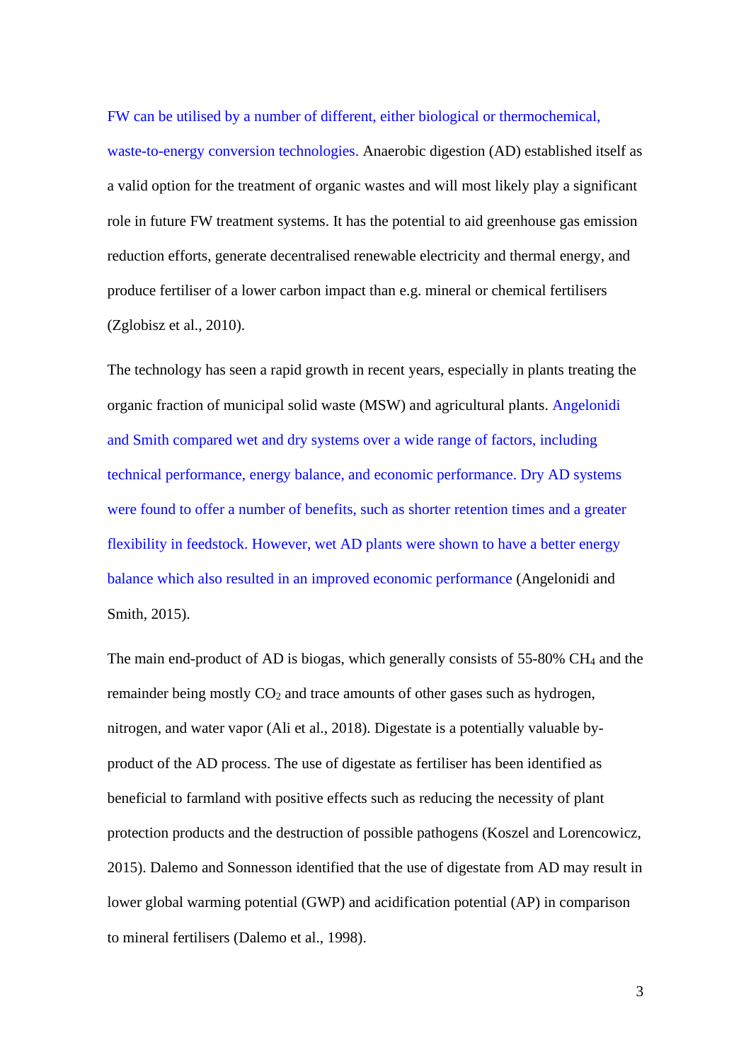FW can be utilised by a number of different, either biological or thermochemical, waste-to-energy conversion technologies. Anaerobic digestion (AD) established itself as a valid option for the treatment of organic wastes and will most likely play a significant role in future FW treatment systems. It has the potential to aid greenhouse gas emission reduction efforts, generate decentralised renewable electricity and thermal energy, and produce fertiliser of a lower carbon impact than e.g. mineral or chemical fertilisers (Zglobisz et al., 2010).

The technology has seen a rapid growth in recent years, especially in plants treating the organic fraction of municipal solid waste (MSW) and agricultural plants. Angelonidi and Smith compared wet and dry systems over a wide range of factors, including technical performance, energy balance, and economic performance. Dry AD systems were found to offer a number of benefits, such as shorter retention times and a greater flexibility in feedstock. However, wet AD plants were shown to have a better energy balance which also resulted in an improved economic performance (Angelonidi and Smith, 2015).

The main end-product of AD is biogas, which generally consists of 55-80% $CH_4$ and the remainder being mostly $CO_2$ and trace amounts of other gases such as hydrogen, nitrogen, and water vapor (Ali et al., 2018). Digestate is a potentially valuable by-product of the AD process. The use of digestate as fertiliser has been identified as beneficial to farmland with positive effects such as reducing the necessity of plant protection products and the destruction of possible pathogens (Koszel and Lorencowicz, 2015). Dalemo and Sonnesson identified that the use of digestate from AD may result in lower global warming potential (GWP) and acidification potential (AP) in comparison to mineral fertilisers (Dalemo et al., 1998).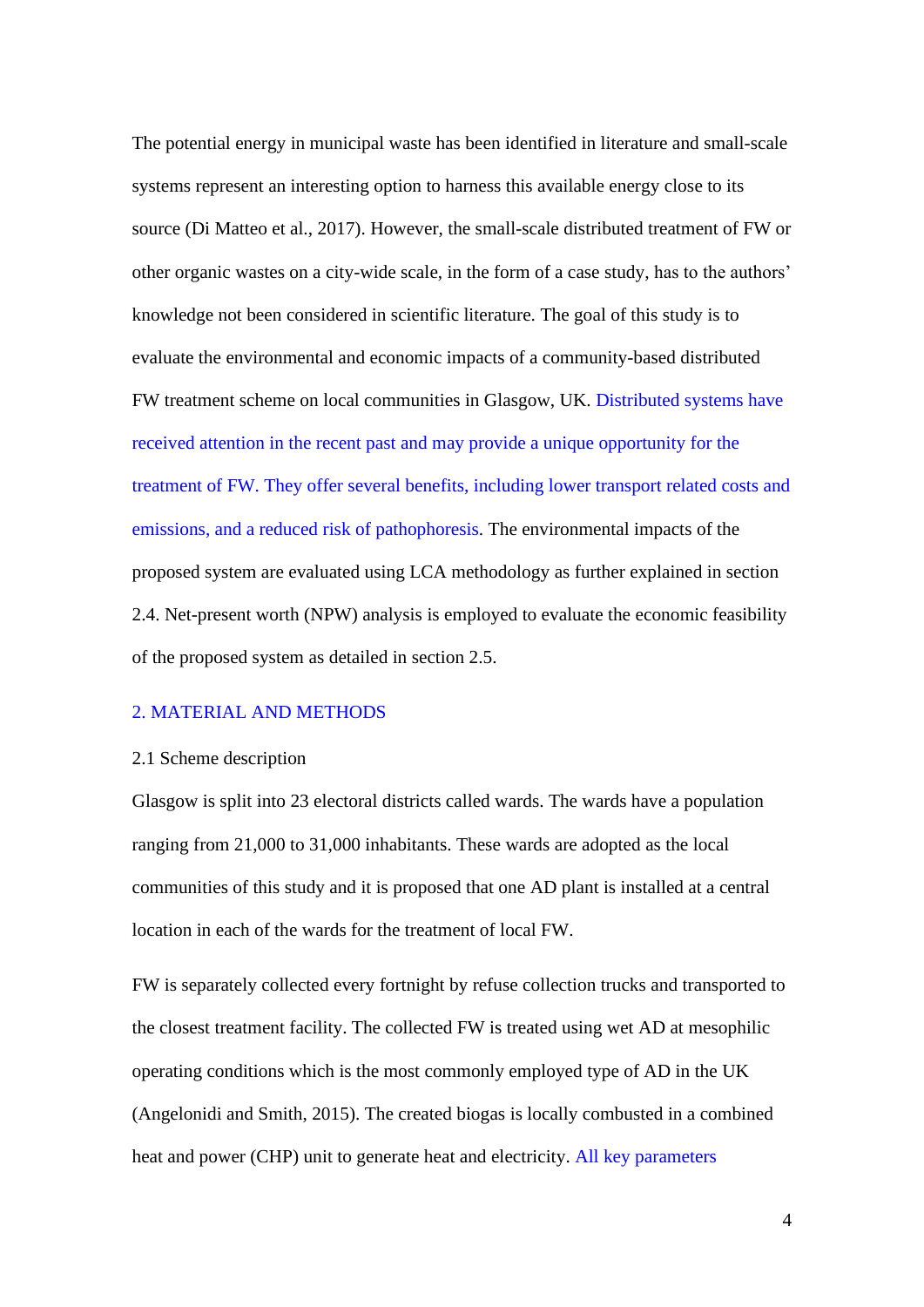The potential energy in municipal waste has been identified in literature and small-scale systems represent an interesting option to harness this available energy close to its source (Di Matteo et al., 2017). However, the small-scale distributed treatment of FW or other organic wastes on a city-wide scale, in the form of a case study, has to the authors' knowledge not been considered in scientific literature. The goal of this study is to evaluate the environmental and economic impacts of a community-based distributed FW treatment scheme on local communities in Glasgow, UK. Distributed systems have received attention in the recent past and may provide a unique opportunity for the treatment of FW. They offer several benefits, including lower transport related costs and emissions, and a reduced risk of pathophoresis. The environmental impacts of the proposed system are evaluated using LCA methodology as further explained in section 2.4. Net-present worth (NPW) analysis is employed to evaluate the economic feasibility of the proposed system as detailed in section 2.5.

## 2. MATERIAL AND METHODS

### 2.1 Scheme description

Glasgow is split into 23 electoral districts called wards. The wards have a population ranging from 21,000 to 31,000 inhabitants. These wards are adopted as the local communities of this study and it is proposed that one AD plant is installed at a central location in each of the wards for the treatment of local FW.

FW is separately collected every fortnight by refuse collection trucks and transported to the closest treatment facility. The collected FW is treated using wet AD at mesophilic operating conditions which is the most commonly employed type of AD in the UK (Angelonidi and Smith, 2015). The created biogas is locally combusted in a combined heat and power (CHP) unit to generate heat and electricity. All key parameters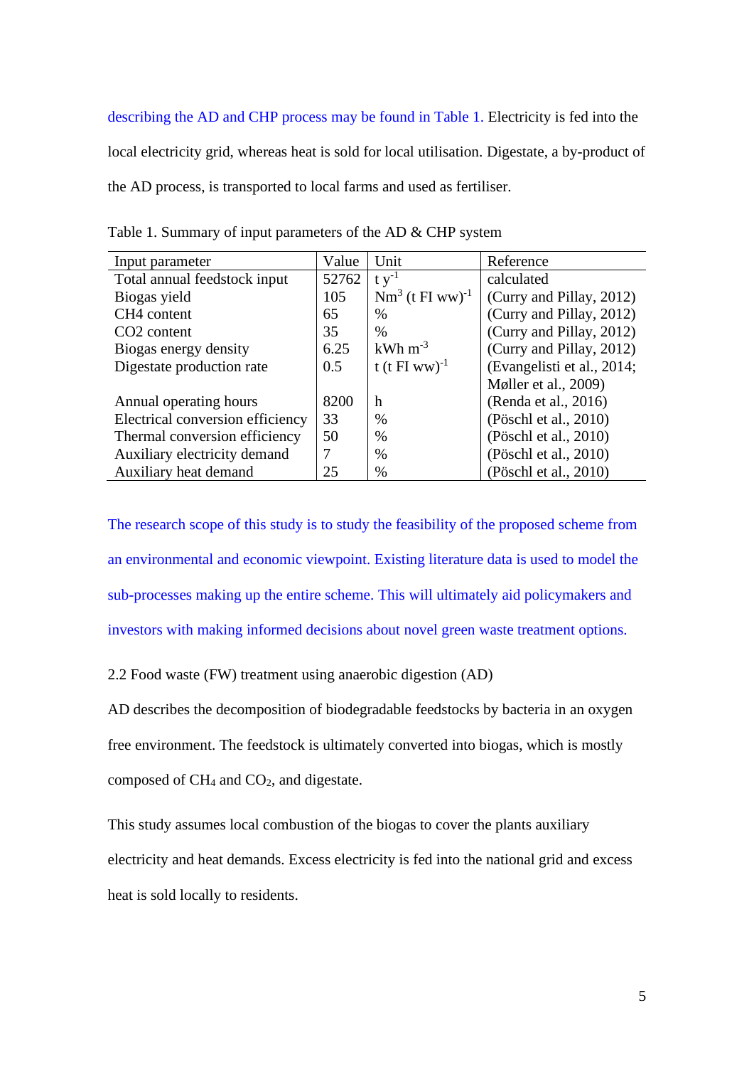describing the AD and CHP process may be found in Table 1. Electricity is fed into the local electricity grid, whereas heat is sold for local utilisation. Digestate, a by-product of the AD process, is transported to local farms and used as fertiliser.

Table 1. Summary of input parameters of the AD & CHP system

| Input parameter | Value | Unit | Reference |
|---|---|---|---|
| Total annual feedstock input | 52762 | $t\ y^{-1}$ | calculated |
| Biogas yield | 105 | $Nm^3\ (t\ FI\ ww)^{-1}$ | (Curry and Pillay, 2012) |
| CH4 content | 65 | % | (Curry and Pillay, 2012) |
| CO2 content | 35 | % | (Curry and Pillay, 2012) |
| Biogas energy density | 6.25 | $kWh\ m^{-3}$ | (Curry and Pillay, 2012) |
| Digestate production rate | 0.5 | $t\ (t\ FI\ ww)^{-1}$ | (Evangelisti et al., 2014; Møller et al., 2009) |
| Annual operating hours | 8200 | h | (Renda et al., 2016) |
| Electrical conversion efficiency | 33 | % | (Pöschl et al., 2010) |
| Thermal conversion efficiency | 50 | % | (Pöschl et al., 2010) |
| Auxiliary electricity demand | 7 | % | (Pöschl et al., 2010) |
| Auxiliary heat demand | 25 | % | (Pöschl et al., 2010) |

The research scope of this study is to study the feasibility of the proposed scheme from an environmental and economic viewpoint. Existing literature data is used to model the sub-processes making up the entire scheme. This will ultimately aid policymakers and investors with making informed decisions about novel green waste treatment options.

### 2.2 Food waste (FW) treatment using anaerobic digestion (AD)

AD describes the decomposition of biodegradable feedstocks by bacteria in an oxygen free environment. The feedstock is ultimately converted into biogas, which is mostly composed of $CH_4$ and $CO_2$, and digestate.

This study assumes local combustion of the biogas to cover the plants auxiliary electricity and heat demands. Excess electricity is fed into the national grid and excess heat is sold locally to residents.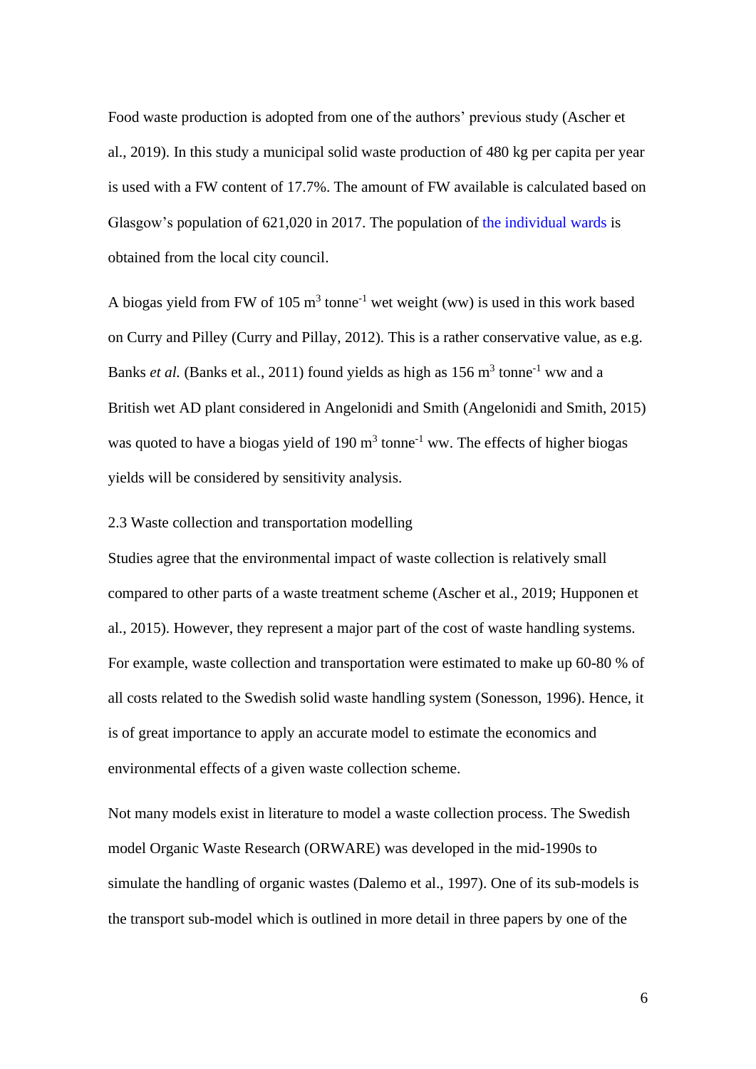Food waste production is adopted from one of the authors' previous study (Ascher et al., 2019). In this study a municipal solid waste production of 480 kg per capita per year is used with a FW content of 17.7%. The amount of FW available is calculated based on Glasgow's population of 621,020 in 2017. The population of the individual wards is obtained from the local city council.

A biogas yield from FW of 105 $m^3$ $tonne^{-1}$ wet weight (ww) is used in this work based on Curry and Pilley (Curry and Pillay, 2012). This is a rather conservative value, as e.g. Banks *et al.* (Banks et al., 2011) found yields as high as 156 $m^3$ $tonne^{-1}$ ww and a British wet AD plant considered in Angelonidi and Smith (Angelonidi and Smith, 2015) was quoted to have a biogas yield of 190 $m^3$ $tonne^{-1}$ ww. The effects of higher biogas yields will be considered by sensitivity analysis.

### 2.3 Waste collection and transportation modelling

Studies agree that the environmental impact of waste collection is relatively small compared to other parts of a waste treatment scheme (Ascher et al., 2019; Hupponen et al., 2015). However, they represent a major part of the cost of waste handling systems. For example, waste collection and transportation were estimated to make up 60-80 % of all costs related to the Swedish solid waste handling system (Sonesson, 1996). Hence, it is of great importance to apply an accurate model to estimate the economics and environmental effects of a given waste collection scheme.

Not many models exist in literature to model a waste collection process. The Swedish model Organic Waste Research (ORWARE) was developed in the mid-1990s to simulate the handling of organic wastes (Dalemo et al., 1997). One of its sub-models is the transport sub-model which is outlined in more detail in three papers by one of the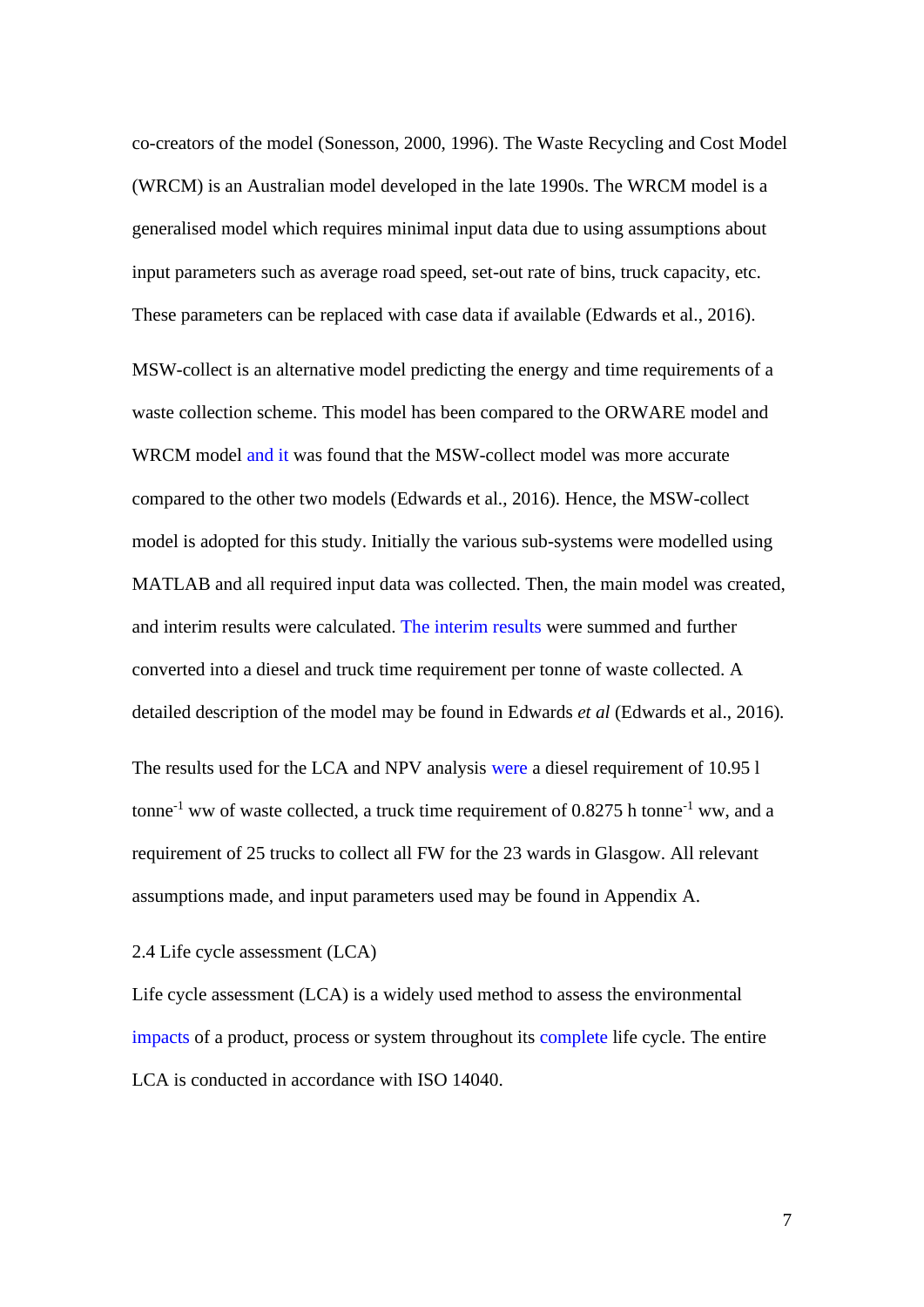co-creators of the model (Sonesson, 2000, 1996). The Waste Recycling and Cost Model (WRCM) is an Australian model developed in the late 1990s. The WRCM model is a generalised model which requires minimal input data due to using assumptions about input parameters such as average road speed, set-out rate of bins, truck capacity, etc. These parameters can be replaced with case data if available (Edwards et al., 2016).

MSW-collect is an alternative model predicting the energy and time requirements of a waste collection scheme. This model has been compared to the ORWARE model and WRCM model and it was found that the MSW-collect model was more accurate compared to the other two models (Edwards et al., 2016). Hence, the MSW-collect model is adopted for this study. Initially the various sub-systems were modelled using MATLAB and all required input data was collected. Then, the main model was created, and interim results were calculated. The interim results were summed and further converted into a diesel and truck time requirement per tonne of waste collected. A detailed description of the model may be found in Edwards *et al* (Edwards et al., 2016).

The results used for the LCA and NPV analysis were a diesel requirement of 10.95 l $tonne^{-1}$ ww of waste collected, a truck time requirement of 0.8275 h $tonne^{-1}$ ww, and a requirement of 25 trucks to collect all FW for the 23 wards in Glasgow. All relevant assumptions made, and input parameters used may be found in Appendix A.

## 2.4 Life cycle assessment (LCA)

Life cycle assessment (LCA) is a widely used method to assess the environmental impacts of a product, process or system throughout its complete life cycle. The entire LCA is conducted in accordance with ISO 14040.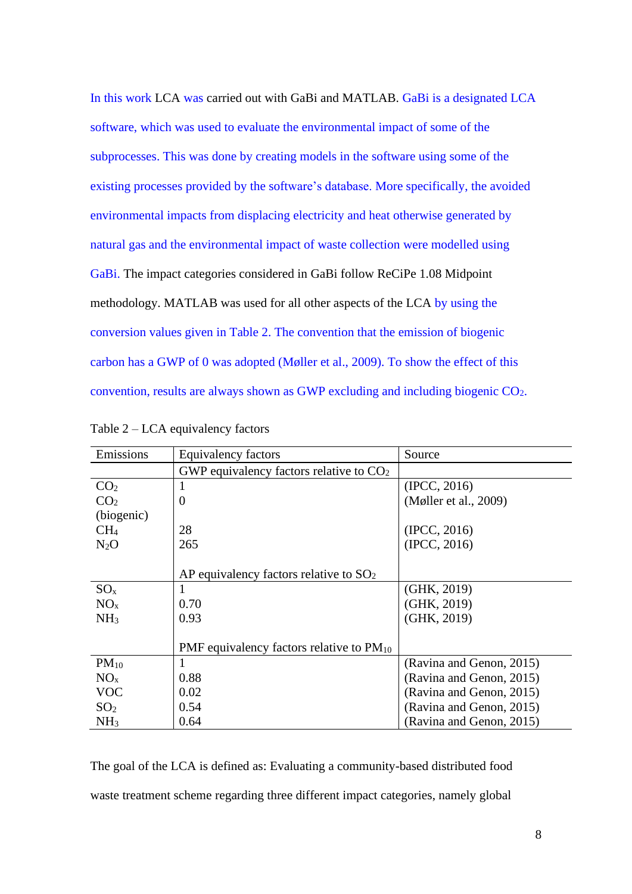In this work LCA was carried out with GaBi and MATLAB. GaBi is a designated LCA software, which was used to evaluate the environmental impact of some of the subprocesses. This was done by creating models in the software using some of the existing processes provided by the software's database. More specifically, the avoided environmental impacts from displacing electricity and heat otherwise generated by natural gas and the environmental impact of waste collection were modelled using GaBi. The impact categories considered in GaBi follow ReCiPe 1.08 Midpoint methodology. MATLAB was used for all other aspects of the LCA by using the conversion values given in Table 2. The convention that the emission of biogenic carbon has a GWP of 0 was adopted (Møller et al., 2009). To show the effect of this convention, results are always shown as GWP excluding and including biogenic $CO_2$.

Table 2 – LCA equivalency factors

| Emissions | Equivalency factors | Source |
|---|---|---|
| | GWP equivalency factors relative to $CO_2$ | |
| $CO_2$ | 1 | (IPCC, 2016) |
| $CO_2$ (biogenic) | 0 | (Møller et al., 2009) |
| $CH_4$ | 28 | (IPCC, 2016) |
| $N_2O$ | 265 | (IPCC, 2016) |
| | AP equivalency factors relative to $SO_2$ | |
| $SO_x$ | 1 | (GHK, 2019) |
| $NO_x$ | 0.70 | (GHK, 2019) |
| $NH_3$ | 0.93 | (GHK, 2019) |
| | PMF equivalency factors relative to $PM_{10}$ | |
| $PM_{10}$ | 1 | (Ravina and Genon, 2015) |
| $NO_x$ | 0.88 | (Ravina and Genon, 2015) |
| VOC | 0.02 | (Ravina and Genon, 2015) |
| $SO_2$ | 0.54 | (Ravina and Genon, 2015) |
| $NH_3$ | 0.64 | (Ravina and Genon, 2015) |

The goal of the LCA is defined as: Evaluating a community-based distributed food waste treatment scheme regarding three different impact categories, namely global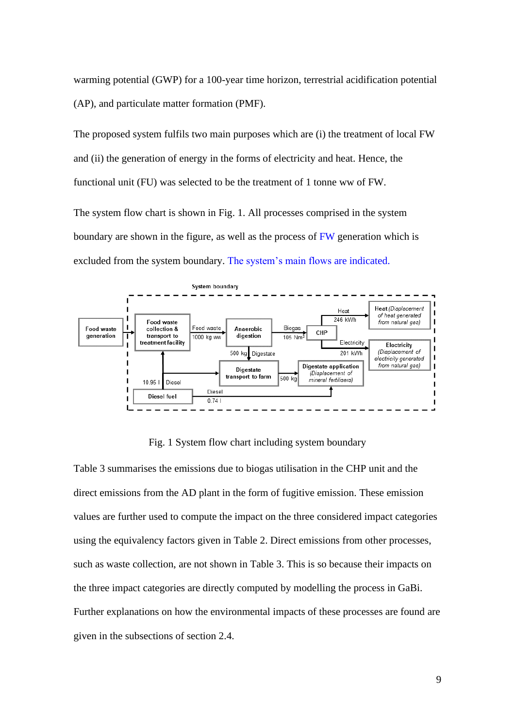warming potential (GWP) for a 100-year time horizon, terrestrial acidification potential (AP), and particulate matter formation (PMF).

The proposed system fulfils two main purposes which are (i) the treatment of local FW and (ii) the generation of energy in the forms of electricity and heat. Hence, the functional unit (FU) was selected to be the treatment of 1 tonne ww of FW.

The system flow chart is shown in Fig. 1. All processes comprised in the system boundary are shown in the figure, as well as the process of FW generation which is excluded from the system boundary. The system's main flows are indicated.

Fig. 1 System flow chart including system boundary

Table 3 summarises the emissions due to biogas utilisation in the CHP unit and the direct emissions from the AD plant in the form of fugitive emission. These emission values are further used to compute the impact on the three considered impact categories using the equivalency factors given in Table 2. Direct emissions from other processes, such as waste collection, are not shown in Table 3. This is so because their impacts on the three impact categories are directly computed by modelling the process in GaBi. Further explanations on how the environmental impacts of these processes are found are given in the subsections of section 2.4.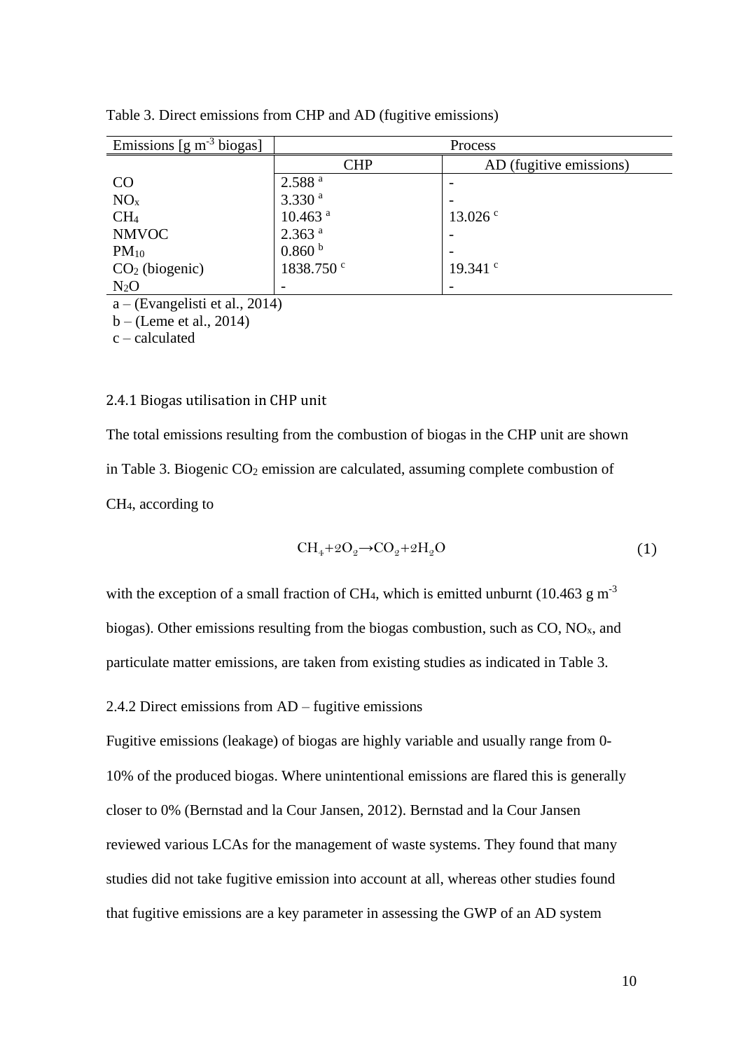Table 3. Direct emissions from CHP and AD (fugitive emissions)

| Emissions [g $m^{-3}$ biogas] | Process | |
|---|---|---|
| | CHP | AD (fugitive emissions) |
| CO | 2.588 [a] | - |
| $NO_x$ | 3.330 [a] | - |
| $CH_4$ | 10.463 [a] | 13.026 [c] |
| NMVOC | 2.363 [a] | - |
| $PM_{10}$ | 0.860 [b] | - |
| $CO_2$ (biogenic) | 1838.750 [c] | 19.341 [c] |
| $N_2O$ | - | - |

a – (Evangelisti et al., 2014)
b – (Leme et al., 2014)
c – calculated

### 2.4.1 Biogas utilisation in CHP unit

The total emissions resulting from the combustion of biogas in the CHP unit are shown in Table 3. Biogenic $CO_2$ emission are calculated, assuming complete combustion of $CH_4$, according to

$$CH_4+2O_2 \rightarrow CO_2+2H_2O \tag{1}$$

with the exception of a small fraction of $CH_4$, which is emitted unburnt (10.463 g $m^{-3}$ biogas). Other emissions resulting from the biogas combustion, such as CO, $NO_x$, and particulate matter emissions, are taken from existing studies as indicated in Table 3.

### 2.4.2 Direct emissions from AD – fugitive emissions

Fugitive emissions (leakage) of biogas are highly variable and usually range from 0-10% of the produced biogas. Where unintentional emissions are flared this is generally closer to 0% (Bernstad and la Cour Jansen, 2012). Bernstad and la Cour Jansen reviewed various LCAs for the management of waste systems. They found that many studies did not take fugitive emission into account at all, whereas other studies found that fugitive emissions are a key parameter in assessing the GWP of an AD system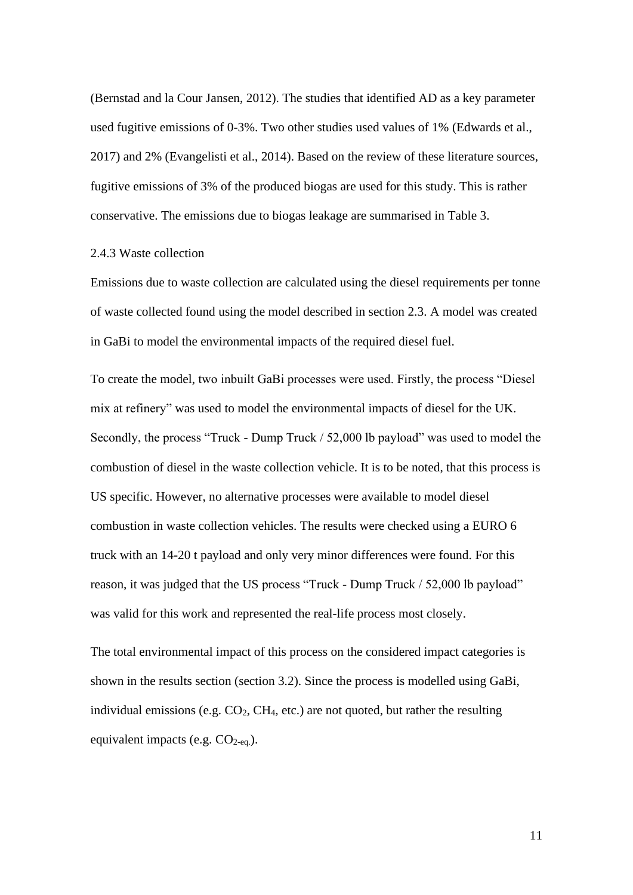(Bernstad and la Cour Jansen, 2012). The studies that identified AD as a key parameter used fugitive emissions of 0-3%. Two other studies used values of 1% (Edwards et al., 2017) and 2% (Evangelisti et al., 2014). Based on the review of these literature sources, fugitive emissions of 3% of the produced biogas are used for this study. This is rather conservative. The emissions due to biogas leakage are summarised in Table 3.

### 2.4.3 Waste collection

Emissions due to waste collection are calculated using the diesel requirements per tonne of waste collected found using the model described in section 2.3. A model was created in GaBi to model the environmental impacts of the required diesel fuel.

To create the model, two inbuilt GaBi processes were used. Firstly, the process "Diesel mix at refinery" was used to model the environmental impacts of diesel for the UK. Secondly, the process "Truck - Dump Truck / 52,000 lb payload" was used to model the combustion of diesel in the waste collection vehicle. It is to be noted, that this process is US specific. However, no alternative processes were available to model diesel combustion in waste collection vehicles. The results were checked using a EURO 6 truck with an 14-20 t payload and only very minor differences were found. For this reason, it was judged that the US process "Truck - Dump Truck / 52,000 lb payload" was valid for this work and represented the real-life process most closely.

The total environmental impact of this process on the considered impact categories is shown in the results section (section 3.2). Since the process is modelled using GaBi, individual emissions (e.g. $CO_2$, $CH_4$, etc.) are not quoted, but rather the resulting equivalent impacts (e.g. $CO_{2\text{-eq.}}$).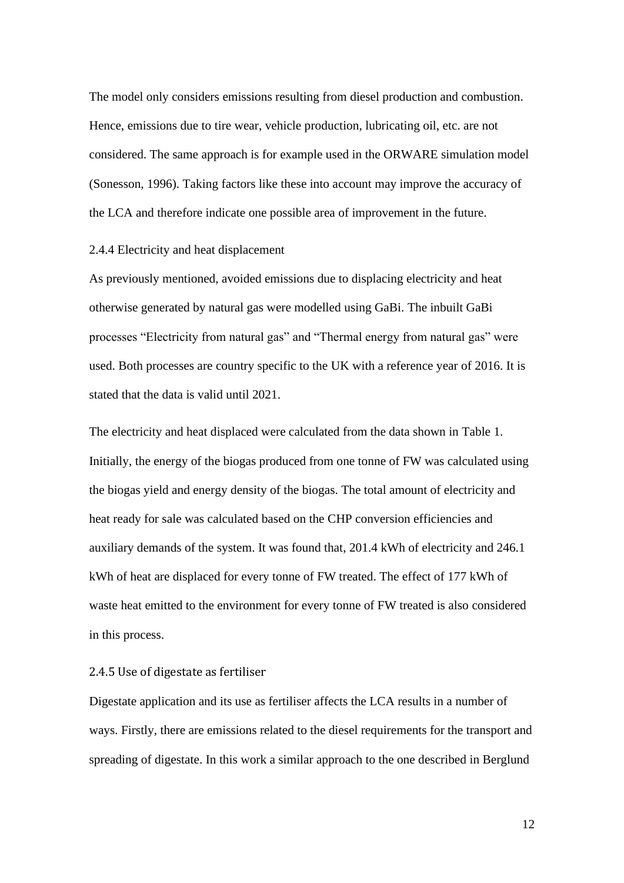The model only considers emissions resulting from diesel production and combustion. Hence, emissions due to tire wear, vehicle production, lubricating oil, etc. are not considered. The same approach is for example used in the ORWARE simulation model (Sonesson, 1996). Taking factors like these into account may improve the accuracy of the LCA and therefore indicate one possible area of improvement in the future.

### 2.4.4 Electricity and heat displacement

As previously mentioned, avoided emissions due to displacing electricity and heat otherwise generated by natural gas were modelled using GaBi. The inbuilt GaBi processes "Electricity from natural gas" and "Thermal energy from natural gas" were used. Both processes are country specific to the UK with a reference year of 2016. It is stated that the data is valid until 2021.

The electricity and heat displaced were calculated from the data shown in Table 1. Initially, the energy of the biogas produced from one tonne of FW was calculated using the biogas yield and energy density of the biogas. The total amount of electricity and heat ready for sale was calculated based on the CHP conversion efficiencies and auxiliary demands of the system. It was found that, 201.4 kWh of electricity and 246.1 kWh of heat are displaced for every tonne of FW treated. The effect of 177 kWh of waste heat emitted to the environment for every tonne of FW treated is also considered in this process.

### 2.4.5 Use of digestate as fertiliser

Digestate application and its use as fertiliser affects the LCA results in a number of ways. Firstly, there are emissions related to the diesel requirements for the transport and spreading of digestate. In this work a similar approach to the one described in Berglund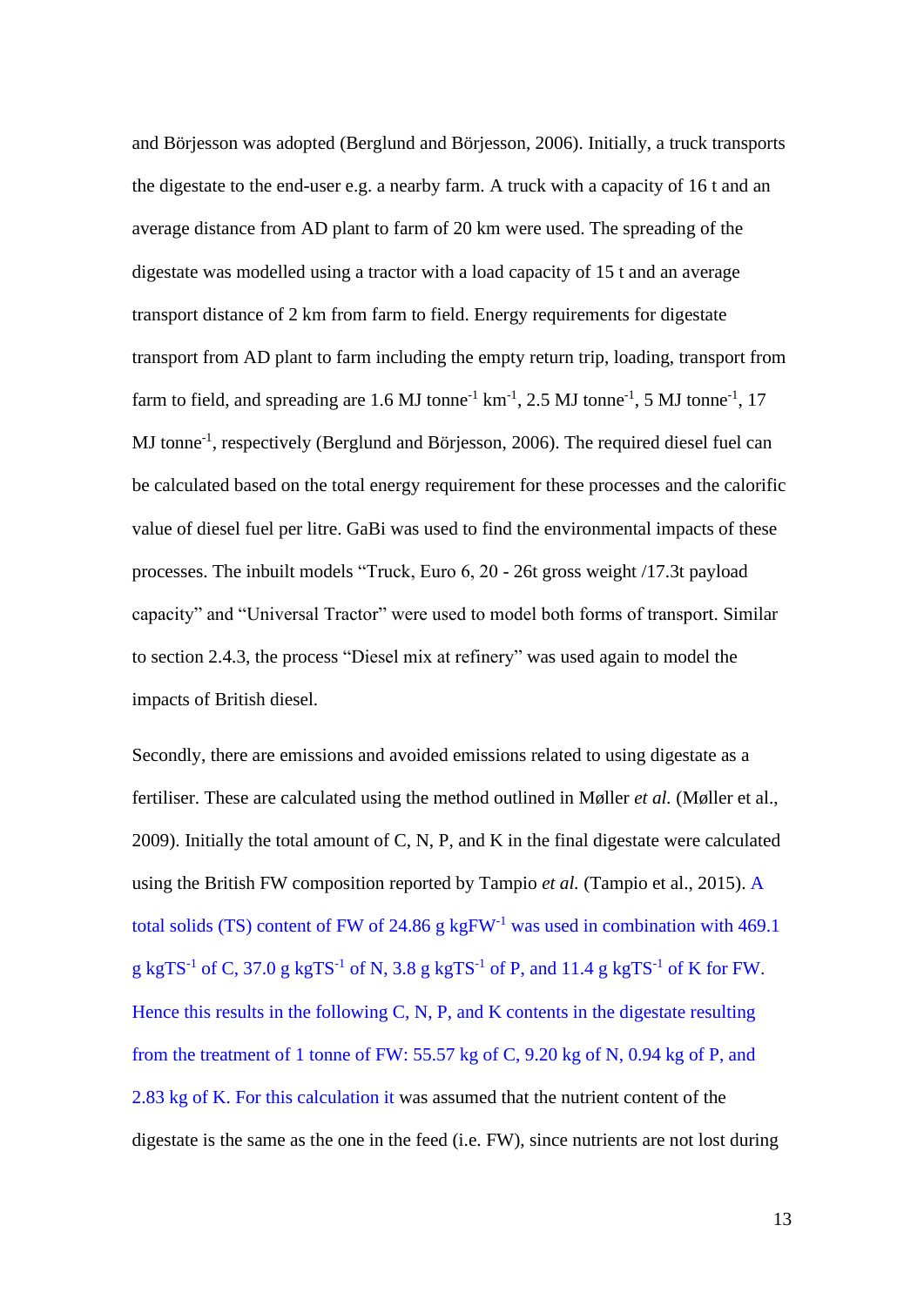and Börjesson was adopted (Berglund and Börjesson, 2006). Initially, a truck transports the digestate to the end-user e.g. a nearby farm. A truck with a capacity of 16 t and an average distance from AD plant to farm of 20 km were used. The spreading of the digestate was modelled using a tractor with a load capacity of 15 t and an average transport distance of 2 km from farm to field. Energy requirements for digestate transport from AD plant to farm including the empty return trip, loading, transport from farm to field, and spreading are 1.6 MJ $tonne^{-1}$ $km^{-1}$, 2.5 MJ $tonne^{-1}$, 5 MJ $tonne^{-1}$, 17 MJ $tonne^{-1}$, respectively (Berglund and Börjesson, 2006). The required diesel fuel can be calculated based on the total energy requirement for these processes and the calorific value of diesel fuel per litre. GaBi was used to find the environmental impacts of these processes. The inbuilt models "Truck, Euro 6, 20 - 26t gross weight /17.3t payload capacity" and "Universal Tractor" were used to model both forms of transport. Similar to section 2.4.3, the process "Diesel mix at refinery" was used again to model the impacts of British diesel.

Secondly, there are emissions and avoided emissions related to using digestate as a fertiliser. These are calculated using the method outlined in Møller *et al.* (Møller et al., 2009). Initially the total amount of C, N, P, and K in the final digestate were calculated using the British FW composition reported by Tampio *et al.* (Tampio et al., 2015). A total solids (TS) content of FW of 24.86 g $kgFW^{-1}$ was used in combination with 469.1 g $kgTS^{-1}$ of C, 37.0 g $kgTS^{-1}$ of N, 3.8 g $kgTS^{-1}$ of P, and 11.4 g $kgTS^{-1}$ of K for FW. Hence this results in the following C, N, P, and K contents in the digestate resulting from the treatment of 1 tonne of FW: 55.57 kg of C, 9.20 kg of N, 0.94 kg of P, and 2.83 kg of K. For this calculation it was assumed that the nutrient content of the digestate is the same as the one in the feed (i.e. FW), since nutrients are not lost during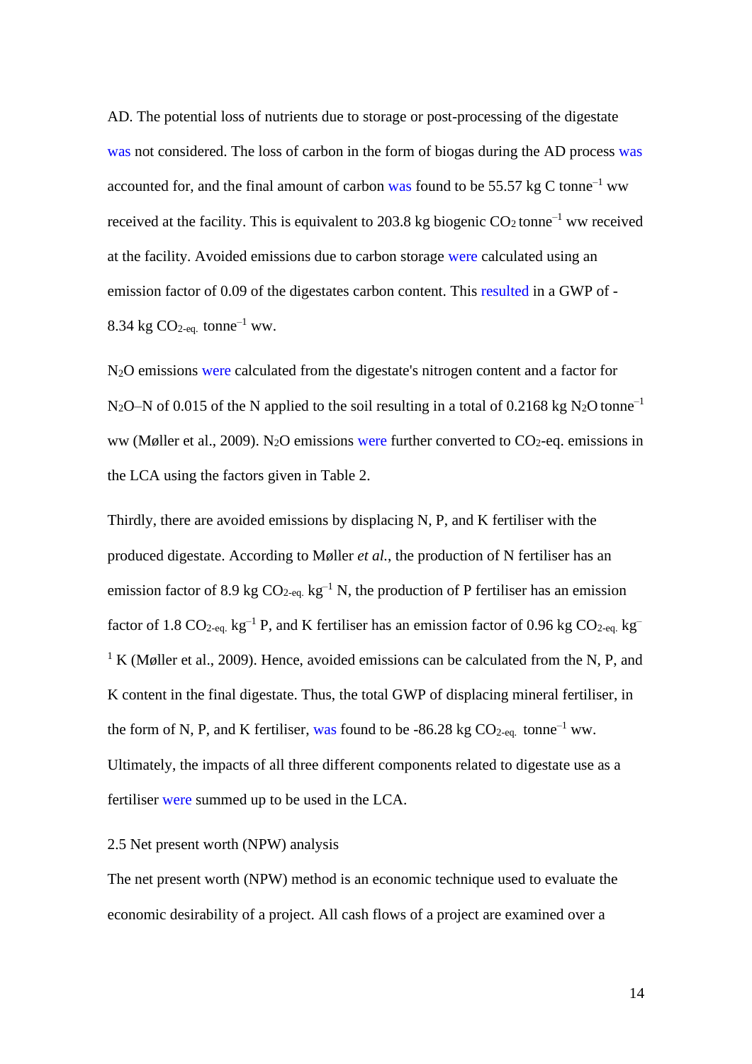AD. The potential loss of nutrients due to storage or post-processing of the digestate was not considered. The loss of carbon in the form of biogas during the AD process was accounted for, and the final amount of carbon was found to be 55.57 kg C $tonne^{-1}$ ww received at the facility. This is equivalent to 203.8 kg biogenic $CO_2$ $tonne^{-1}$ ww received at the facility. Avoided emissions due to carbon storage were calculated using an emission factor of 0.09 of the digestates carbon content. This resulted in a GWP of -8.34 kg $CO_{2\text{-eq.}}$ $tonne^{-1}$ ww.

$N_2O$ emissions were calculated from the digestate's nitrogen content and a factor for $N_2O$–N of 0.015 of the N applied to the soil resulting in a total of 0.2168 kg $N_2O$ $tonne^{-1}$ ww (Møller et al., 2009). $N_2O$ emissions were further converted to $CO_2$-eq. emissions in the LCA using the factors given in Table 2.

Thirdly, there are avoided emissions by displacing N, P, and K fertiliser with the produced digestate. According to Møller *et al.*, the production of N fertiliser has an emission factor of 8.9 kg $CO_{2\text{-eq.}}$ $kg^{-1}$ N, the production of P fertiliser has an emission factor of 1.8 $CO_{2\text{-eq.}}$ $kg^{-1}$ P, and K fertiliser has an emission factor of 0.96 kg $CO_{2\text{-eq.}}$ $kg^{-1}$ K (Møller et al., 2009). Hence, avoided emissions can be calculated from the N, P, and K content in the final digestate. Thus, the total GWP of displacing mineral fertiliser, in the form of N, P, and K fertiliser, was found to be -86.28 kg $CO_{2\text{-eq.}}$ $tonne^{-1}$ ww. Ultimately, the impacts of all three different components related to digestate use as a fertiliser were summed up to be used in the LCA.

### 2.5 Net present worth (NPW) analysis

The net present worth (NPW) method is an economic technique used to evaluate the economic desirability of a project. All cash flows of a project are examined over a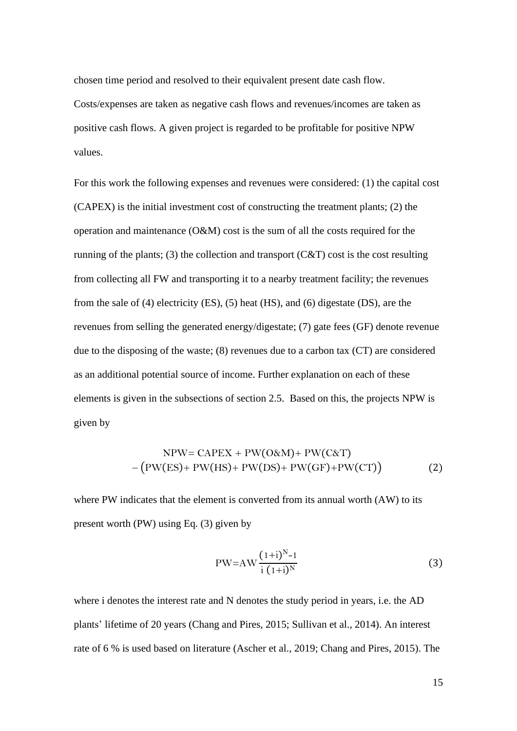chosen time period and resolved to their equivalent present date cash flow. Costs/expenses are taken as negative cash flows and revenues/incomes are taken as positive cash flows. A given project is regarded to be profitable for positive NPW values.

For this work the following expenses and revenues were considered: (1) the capital cost (CAPEX) is the initial investment cost of constructing the treatment plants; (2) the operation and maintenance (O&M) cost is the sum of all the costs required for the running of the plants; (3) the collection and transport (C&T) cost is the cost resulting from collecting all FW and transporting it to a nearby treatment facility; the revenues from the sale of (4) electricity (ES), (5) heat (HS), and (6) digestate (DS), are the revenues from selling the generated energy/digestate; (7) gate fees (GF) denote revenue due to the disposing of the waste; (8) revenues due to a carbon tax (CT) are considered as an additional potential source of income. Further explanation on each of these elements is given in the subsections of section 2.5. Based on this, the projects NPW is given by

$$\mathrm{NPW} = \mathrm{CAPEX} + \mathrm{PW(O\&M)} + \mathrm{PW(C\&T)} - \big(\mathrm{PW(ES)} + \mathrm{PW(HS)} + \mathrm{PW(DS)} + \mathrm{PW(GF)} + \mathrm{PW(CT)}\big) \quad (2)$$

where PW indicates that the element is converted from its annual worth (AW) to its present worth (PW) using Eq. (3) given by

$$\mathrm{PW} = \mathrm{AW}\,\frac{(1+i)^N - 1}{i\,(1+i)^N} \quad (3)$$

where i denotes the interest rate and N denotes the study period in years, i.e. the AD plants' lifetime of 20 years (Chang and Pires, 2015; Sullivan et al., 2014). An interest rate of 6 % is used based on literature (Ascher et al., 2019; Chang and Pires, 2015). The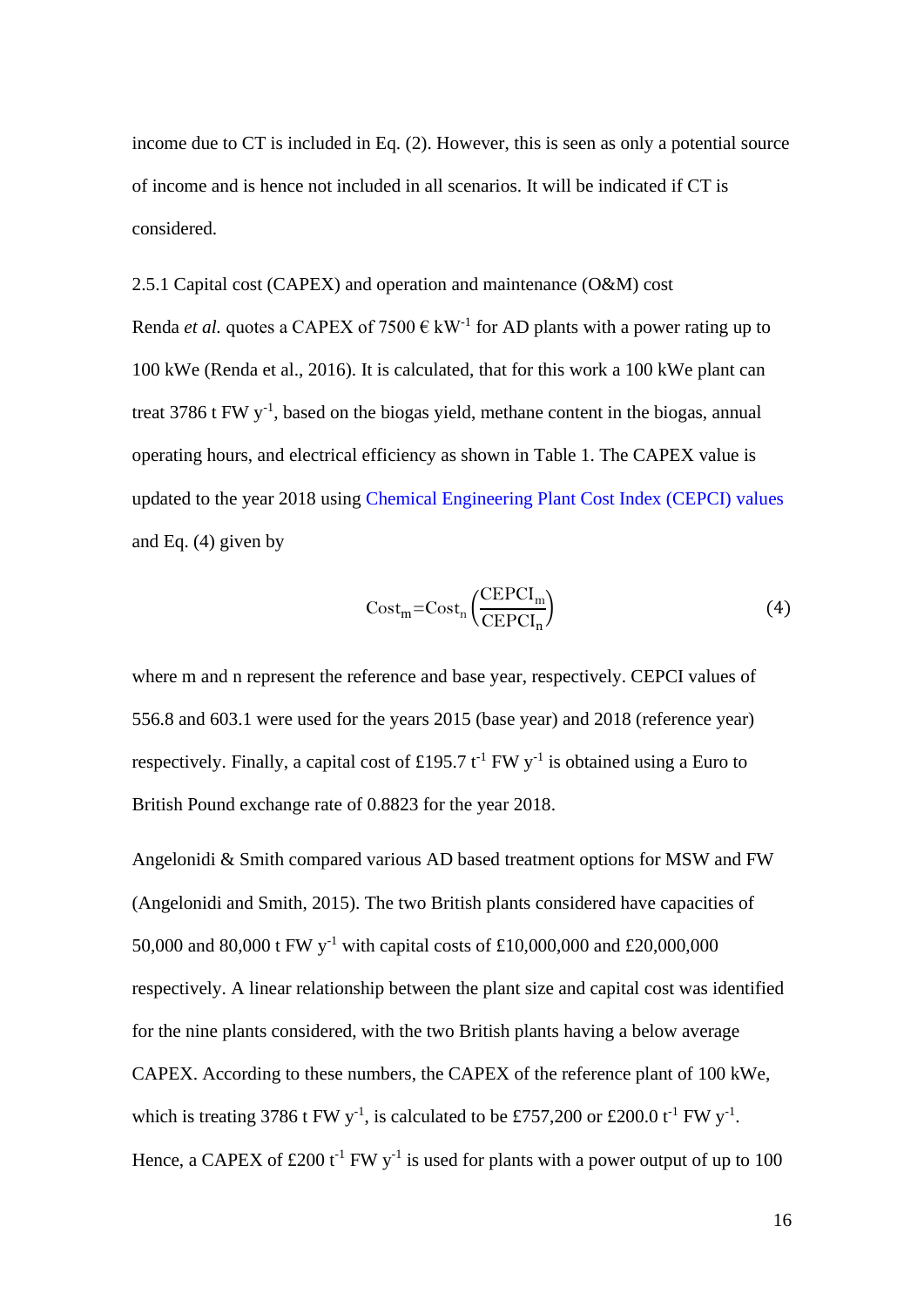income due to CT is included in Eq. (2). However, this is seen as only a potential source of income and is hence not included in all scenarios. It will be indicated if CT is considered.

2.5.1 Capital cost (CAPEX) and operation and maintenance (O&M) cost

Renda *et al.* quotes a CAPEX of 7500 € $kW^{-1}$ for AD plants with a power rating up to 100 kWe (Renda et al., 2016). It is calculated, that for this work a 100 kWe plant can treat 3786 t FW $y^{-1}$, based on the biogas yield, methane content in the biogas, annual operating hours, and electrical efficiency as shown in Table 1. The CAPEX value is updated to the year 2018 using Chemical Engineering Plant Cost Index (CEPCI) values and Eq. (4) given by

$$\mathrm{Cost_m} = \mathrm{Cost_n}\left(\frac{\mathrm{CEPCI_m}}{\mathrm{CEPCI_n}}\right) \tag{4}$$

where m and n represent the reference and base year, respectively. CEPCI values of 556.8 and 603.1 were used for the years 2015 (base year) and 2018 (reference year) respectively. Finally, a capital cost of £195.7 $t^{-1}$ FW $y^{-1}$ is obtained using a Euro to British Pound exchange rate of 0.8823 for the year 2018.

Angelonidi & Smith compared various AD based treatment options for MSW and FW (Angelonidi and Smith, 2015). The two British plants considered have capacities of 50,000 and 80,000 t FW $y^{-1}$ with capital costs of £10,000,000 and £20,000,000 respectively. A linear relationship between the plant size and capital cost was identified for the nine plants considered, with the two British plants having a below average CAPEX. According to these numbers, the CAPEX of the reference plant of 100 kWe, which is treating 3786 t FW $y^{-1}$, is calculated to be £757,200 or £200.0 $t^{-1}$ FW $y^{-1}$. Hence, a CAPEX of £200 $t^{-1}$ FW $y^{-1}$ is used for plants with a power output of up to 100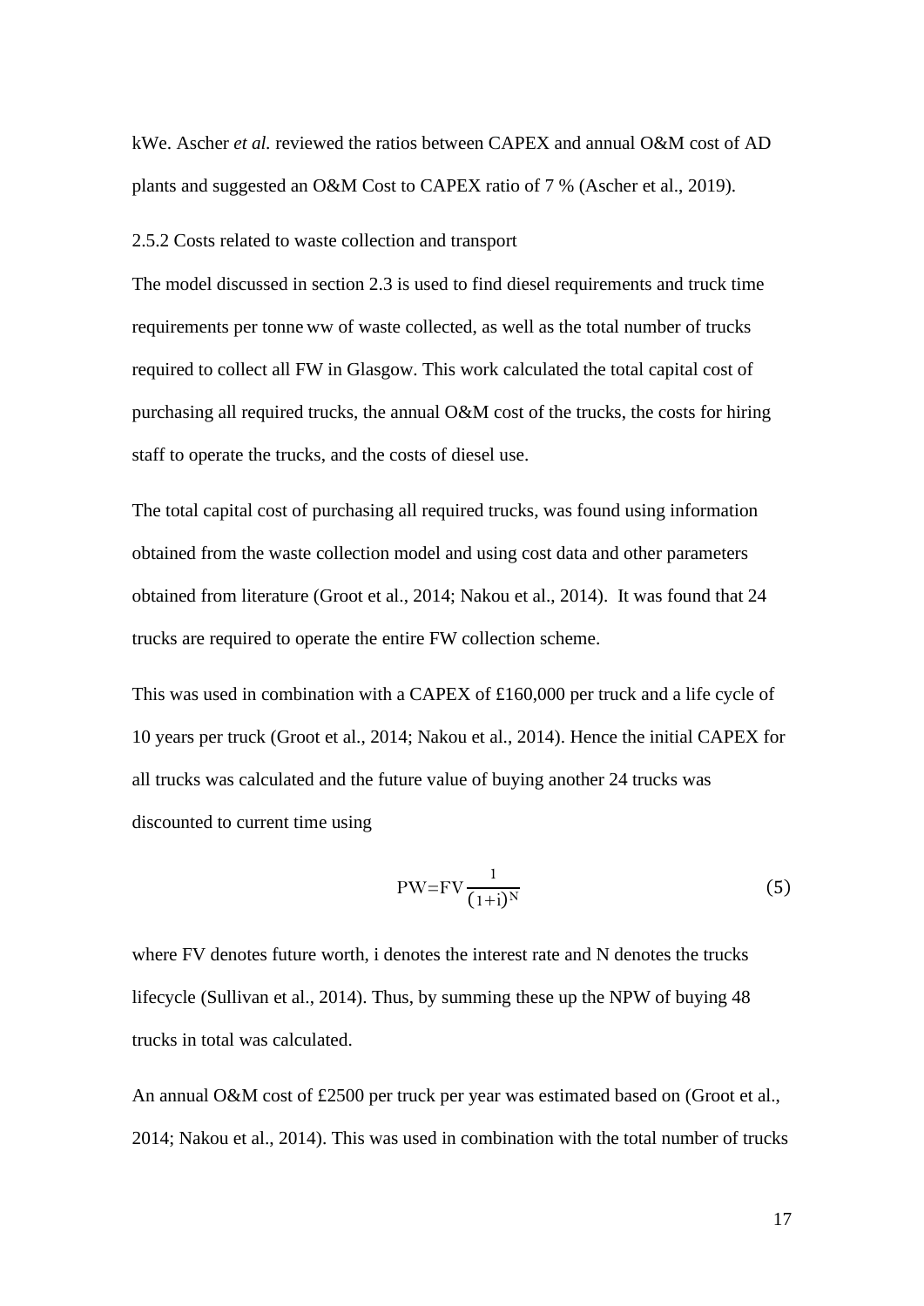kWe. Ascher *et al.* reviewed the ratios between CAPEX and annual O&M cost of AD plants and suggested an O&M Cost to CAPEX ratio of 7 % (Ascher et al., 2019).

2.5.2 Costs related to waste collection and transport

The model discussed in section 2.3 is used to find diesel requirements and truck time requirements per tonne ww of waste collected, as well as the total number of trucks required to collect all FW in Glasgow. This work calculated the total capital cost of purchasing all required trucks, the annual O&M cost of the trucks, the costs for hiring staff to operate the trucks, and the costs of diesel use.

The total capital cost of purchasing all required trucks, was found using information obtained from the waste collection model and using cost data and other parameters obtained from literature (Groot et al., 2014; Nakou et al., 2014). It was found that 24 trucks are required to operate the entire FW collection scheme.

This was used in combination with a CAPEX of £160,000 per truck and a life cycle of 10 years per truck (Groot et al., 2014; Nakou et al., 2014). Hence the initial CAPEX for all trucks was calculated and the future value of buying another 24 trucks was discounted to current time using

$$PW = FV \frac{1}{(1+i)^N} \tag{5}$$

where FV denotes future worth, i denotes the interest rate and N denotes the trucks lifecycle (Sullivan et al., 2014). Thus, by summing these up the NPW of buying 48 trucks in total was calculated.

An annual O&M cost of £2500 per truck per year was estimated based on (Groot et al., 2014; Nakou et al., 2014). This was used in combination with the total number of trucks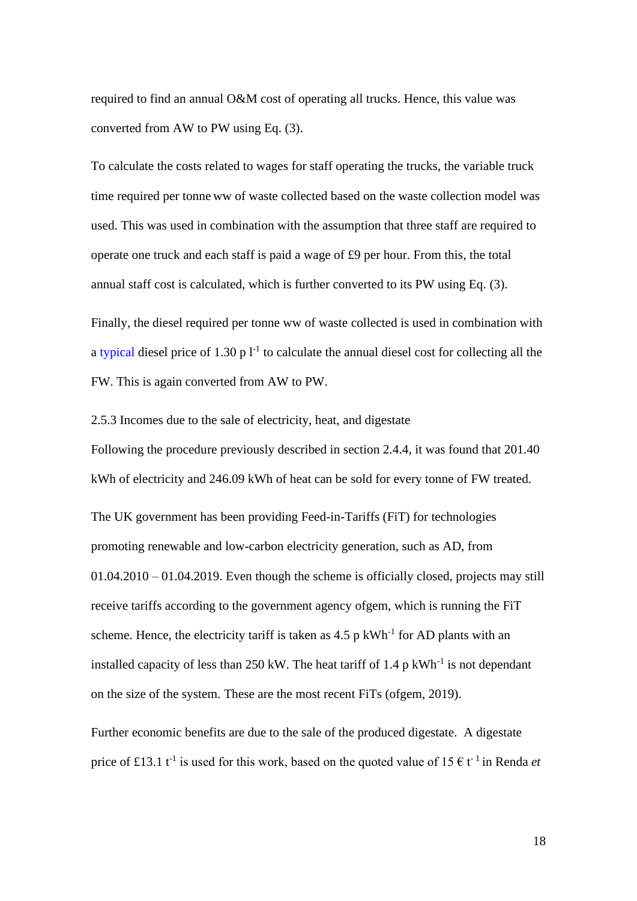required to find an annual O&M cost of operating all trucks. Hence, this value was converted from AW to PW using Eq. (3).

To calculate the costs related to wages for staff operating the trucks, the variable truck time required per tonne ww of waste collected based on the waste collection model was used. This was used in combination with the assumption that three staff are required to operate one truck and each staff is paid a wage of £9 per hour. From this, the total annual staff cost is calculated, which is further converted to its PW using Eq. (3).

Finally, the diesel required per tonne ww of waste collected is used in combination with a typical diesel price of 1.30 p $l^{-1}$ to calculate the annual diesel cost for collecting all the FW. This is again converted from AW to PW.

### 2.5.3 Incomes due to the sale of electricity, heat, and digestate

Following the procedure previously described in section 2.4.4, it was found that 201.40 kWh of electricity and 246.09 kWh of heat can be sold for every tonne of FW treated.

The UK government has been providing Feed-in-Tariffs (FiT) for technologies promoting renewable and low-carbon electricity generation, such as AD, from 01.04.2010 – 01.04.2019. Even though the scheme is officially closed, projects may still receive tariffs according to the government agency ofgem, which is running the FiT scheme. Hence, the electricity tariff is taken as 4.5 p $kWh^{-1}$ for AD plants with an installed capacity of less than 250 kW. The heat tariff of 1.4 p $kWh^{-1}$ is not dependant on the size of the system. These are the most recent FiTs (ofgem, 2019).

Further economic benefits are due to the sale of the produced digestate. A digestate price of £13.1 $t^{-1}$ is used for this work, based on the quoted value of 15 € $t^{-1}$ in Renda *et*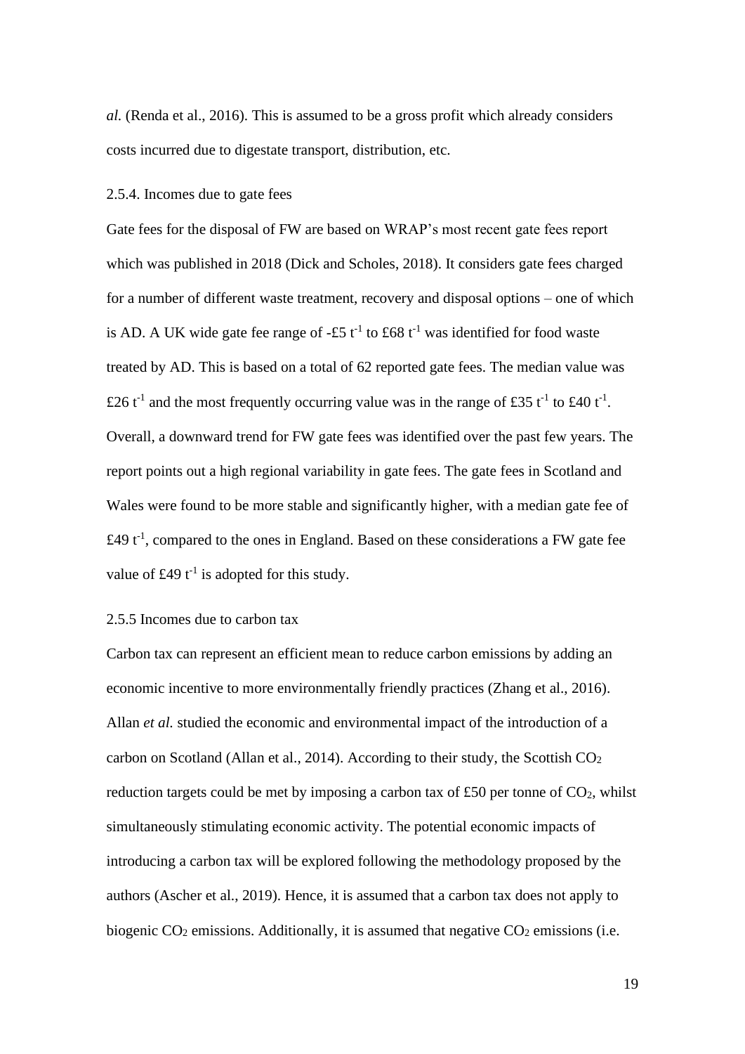*al.* (Renda et al., 2016). This is assumed to be a gross profit which already considers costs incurred due to digestate transport, distribution, etc.

### 2.5.4. Incomes due to gate fees

Gate fees for the disposal of FW are based on WRAP's most recent gate fees report which was published in 2018 (Dick and Scholes, 2018). It considers gate fees charged for a number of different waste treatment, recovery and disposal options – one of which is AD. A UK wide gate fee range of -£5 $t^{-1}$ to £68 $t^{-1}$ was identified for food waste treated by AD. This is based on a total of 62 reported gate fees. The median value was £26 $t^{-1}$ and the most frequently occurring value was in the range of £35 $t^{-1}$ to £40 $t^{-1}$. Overall, a downward trend for FW gate fees was identified over the past few years. The report points out a high regional variability in gate fees. The gate fees in Scotland and Wales were found to be more stable and significantly higher, with a median gate fee of £49 $t^{-1}$, compared to the ones in England. Based on these considerations a FW gate fee value of £49 $t^{-1}$ is adopted for this study.

### 2.5.5 Incomes due to carbon tax

Carbon tax can represent an efficient mean to reduce carbon emissions by adding an economic incentive to more environmentally friendly practices (Zhang et al., 2016). Allan *et al.* studied the economic and environmental impact of the introduction of a carbon on Scotland (Allan et al., 2014). According to their study, the Scottish $CO_2$ reduction targets could be met by imposing a carbon tax of £50 per tonne of $CO_2$, whilst simultaneously stimulating economic activity. The potential economic impacts of introducing a carbon tax will be explored following the methodology proposed by the authors (Ascher et al., 2019). Hence, it is assumed that a carbon tax does not apply to biogenic $CO_2$ emissions. Additionally, it is assumed that negative $CO_2$ emissions (i.e.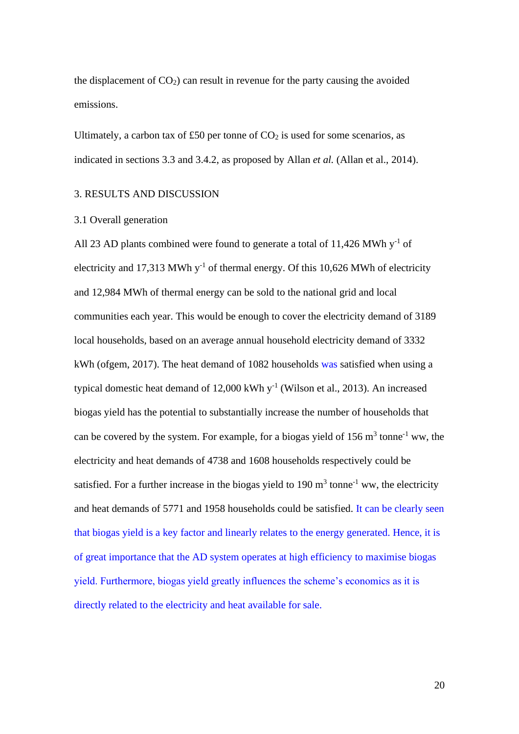the displacement of $CO_2$) can result in revenue for the party causing the avoided emissions.

Ultimately, a carbon tax of £50 per tonne of $CO_2$ is used for some scenarios, as indicated in sections 3.3 and 3.4.2, as proposed by Allan *et al.* (Allan et al., 2014).

## 3. RESULTS AND DISCUSSION

### 3.1 Overall generation

All 23 AD plants combined were found to generate a total of 11,426 MWh $y^{-1}$ of electricity and 17,313 MWh $y^{-1}$ of thermal energy. Of this 10,626 MWh of electricity and 12,984 MWh of thermal energy can be sold to the national grid and local communities each year. This would be enough to cover the electricity demand of 3189 local households, based on an average annual household electricity demand of 3332 kWh (ofgem, 2017). The heat demand of 1082 households was satisfied when using a typical domestic heat demand of 12,000 kWh $y^{-1}$ (Wilson et al., 2013). An increased biogas yield has the potential to substantially increase the number of households that can be covered by the system. For example, for a biogas yield of 156 $m^3$ $tonne^{-1}$ ww, the electricity and heat demands of 4738 and 1608 households respectively could be satisfied. For a further increase in the biogas yield to 190 $m^3$ $tonne^{-1}$ ww, the electricity and heat demands of 5771 and 1958 households could be satisfied. It can be clearly seen that biogas yield is a key factor and linearly relates to the energy generated. Hence, it is of great importance that the AD system operates at high efficiency to maximise biogas yield. Furthermore, biogas yield greatly influences the scheme's economics as it is directly related to the electricity and heat available for sale.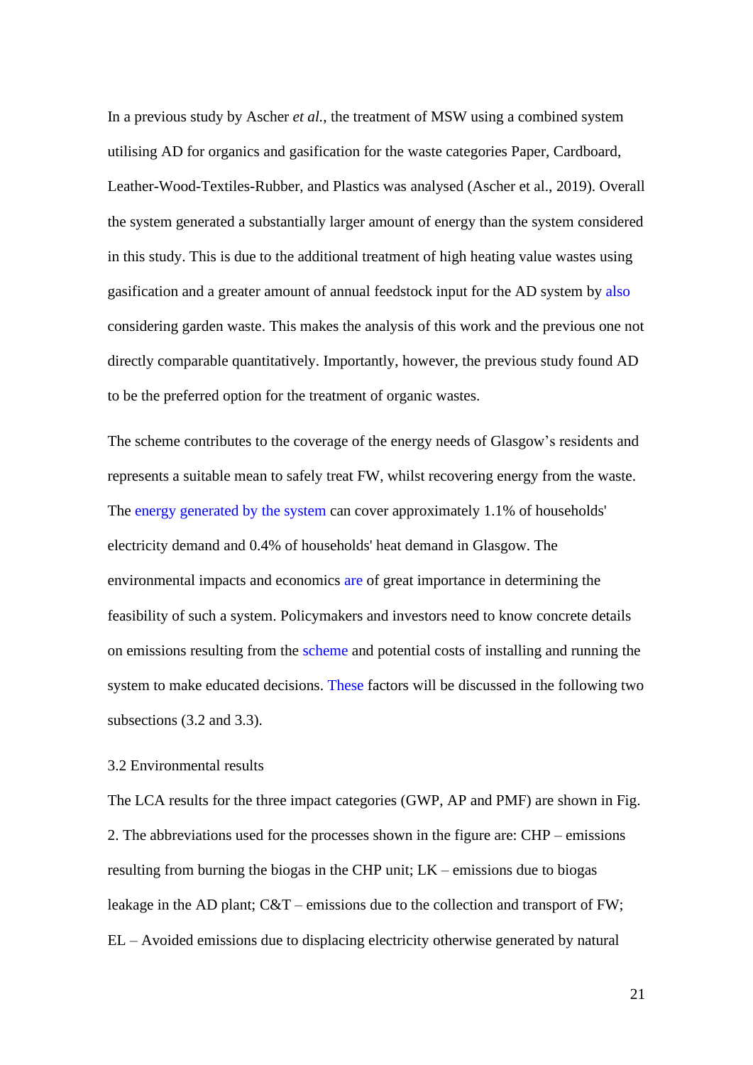In a previous study by Ascher *et al.*, the treatment of MSW using a combined system utilising AD for organics and gasification for the waste categories Paper, Cardboard, Leather-Wood-Textiles-Rubber, and Plastics was analysed (Ascher et al., 2019). Overall the system generated a substantially larger amount of energy than the system considered in this study. This is due to the additional treatment of high heating value wastes using gasification and a greater amount of annual feedstock input for the AD system by also considering garden waste. This makes the analysis of this work and the previous one not directly comparable quantitatively. Importantly, however, the previous study found AD to be the preferred option for the treatment of organic wastes.

The scheme contributes to the coverage of the energy needs of Glasgow's residents and represents a suitable mean to safely treat FW, whilst recovering energy from the waste. The energy generated by the system can cover approximately 1.1% of households' electricity demand and 0.4% of households' heat demand in Glasgow. The environmental impacts and economics are of great importance in determining the feasibility of such a system. Policymakers and investors need to know concrete details on emissions resulting from the scheme and potential costs of installing and running the system to make educated decisions. These factors will be discussed in the following two subsections (3.2 and 3.3).

## 3.2 Environmental results

The LCA results for the three impact categories (GWP, AP and PMF) are shown in Fig. 2. The abbreviations used for the processes shown in the figure are: CHP – emissions resulting from burning the biogas in the CHP unit; LK – emissions due to biogas leakage in the AD plant; C&T – emissions due to the collection and transport of FW; EL – Avoided emissions due to displacing electricity otherwise generated by natural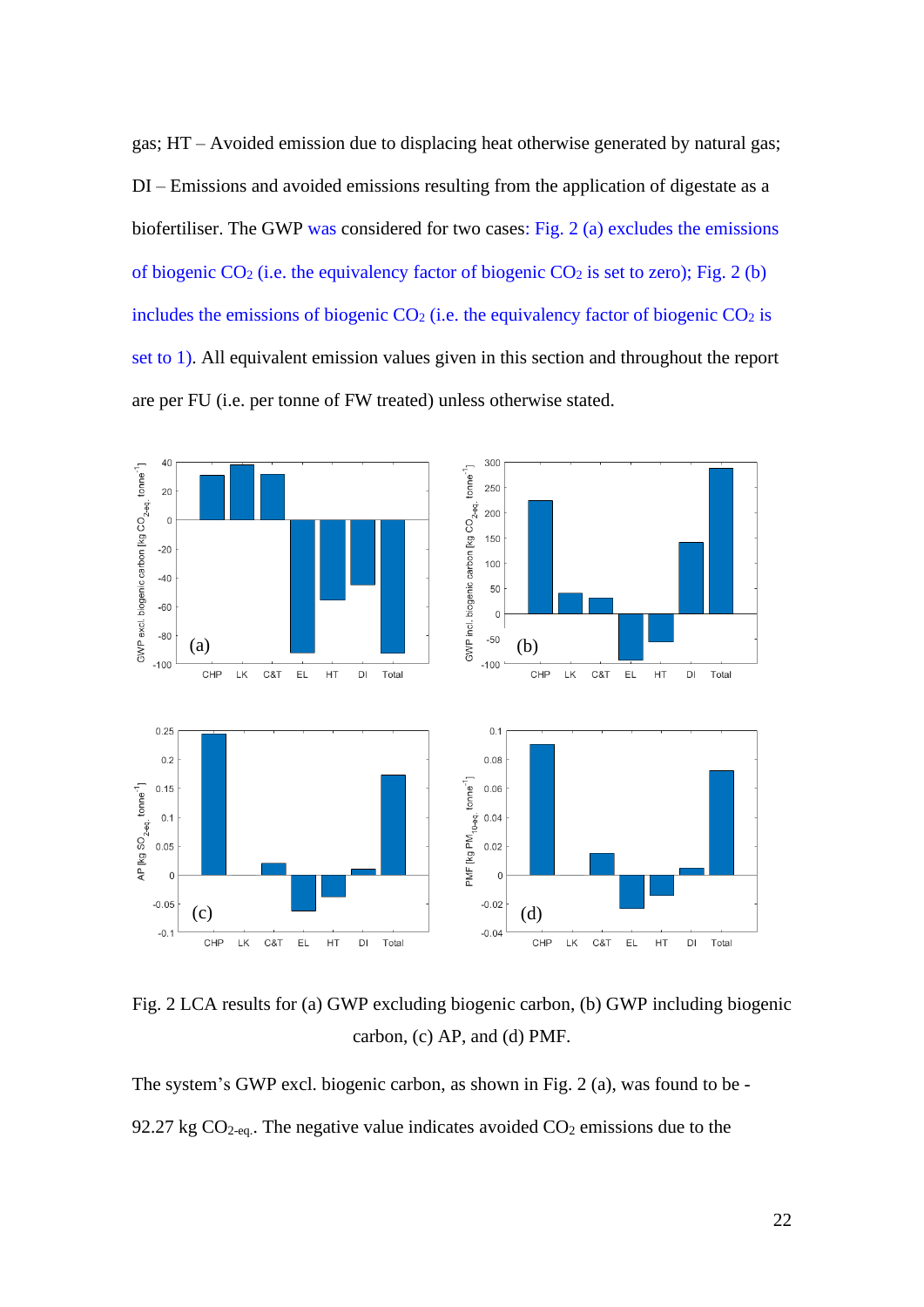gas; HT – Avoided emission due to displacing heat otherwise generated by natural gas; DI – Emissions and avoided emissions resulting from the application of digestate as a biofertiliser. The GWP was considered for two cases: Fig. 2 (a) excludes the emissions of biogenic $CO_2$ (i.e. the equivalency factor of biogenic $CO_2$ is set to zero); Fig. 2 (b) includes the emissions of biogenic $CO_2$ (i.e. the equivalency factor of biogenic $CO_2$ is set to 1). All equivalent emission values given in this section and throughout the report are per FU (i.e. per tonne of FW treated) unless otherwise stated.

Fig. 2 LCA results for (a) GWP excluding biogenic carbon, (b) GWP including biogenic carbon, (c) AP, and (d) PMF.

The system's GWP excl. biogenic carbon, as shown in Fig. 2 (a), was found to be -92.27 kg $CO_{2\text{-eq.}}$. The negative value indicates avoided $CO_2$ emissions due to the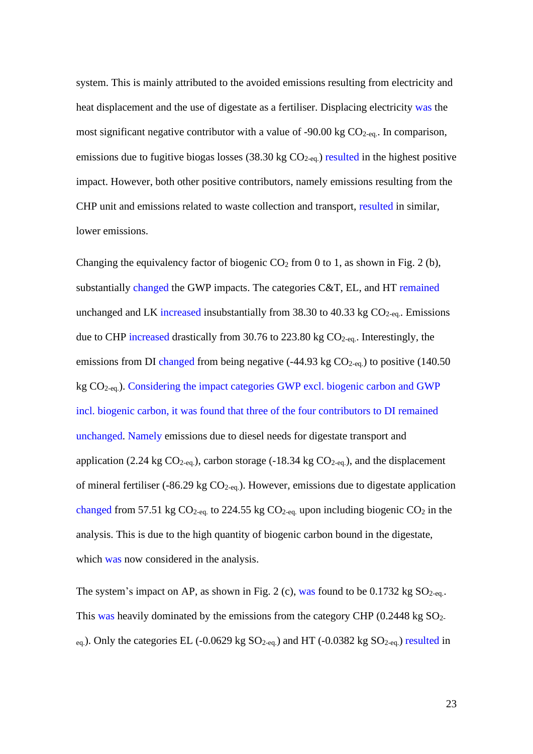system. This is mainly attributed to the avoided emissions resulting from electricity and heat displacement and the use of digestate as a fertiliser. Displacing electricity was the most significant negative contributor with a value of -90.00 kg $CO_{2\text{-eq.}}$. In comparison, emissions due to fugitive biogas losses (38.30 kg $CO_{2\text{-eq.}}$) resulted in the highest positive impact. However, both other positive contributors, namely emissions resulting from the CHP unit and emissions related to waste collection and transport, resulted in similar, lower emissions.

Changing the equivalency factor of biogenic $CO_2$ from 0 to 1, as shown in Fig. 2 (b), substantially changed the GWP impacts. The categories C&T, EL, and HT remained unchanged and LK increased insubstantially from 38.30 to 40.33 kg $CO_{2\text{-eq.}}$. Emissions due to CHP increased drastically from 30.76 to 223.80 kg $CO_{2\text{-eq.}}$. Interestingly, the emissions from DI changed from being negative (-44.93 kg $CO_{2\text{-eq.}}$) to positive (140.50 kg $CO_{2\text{-eq.}}$). Considering the impact categories GWP excl. biogenic carbon and GWP incl. biogenic carbon, it was found that three of the four contributors to DI remained unchanged. Namely emissions due to diesel needs for digestate transport and application (2.24 kg $CO_{2\text{-eq.}}$), carbon storage (-18.34 kg $CO_{2\text{-eq.}}$), and the displacement of mineral fertiliser (-86.29 kg $CO_{2\text{-eq.}}$). However, emissions due to digestate application changed from 57.51 kg $CO_{2\text{-eq.}}$ to 224.55 kg $CO_{2\text{-eq.}}$ upon including biogenic $CO_2$ in the analysis. This is due to the high quantity of biogenic carbon bound in the digestate, which was now considered in the analysis.

The system's impact on AP, as shown in Fig. 2 (c), was found to be 0.1732 kg $SO_{2\text{-eq.}}$. This was heavily dominated by the emissions from the category CHP (0.2448 kg $SO_{2\text{-eq.}}$). Only the categories EL (-0.0629 kg $SO_{2\text{-eq.}}$) and HT (-0.0382 kg $SO_{2\text{-eq.}}$) resulted in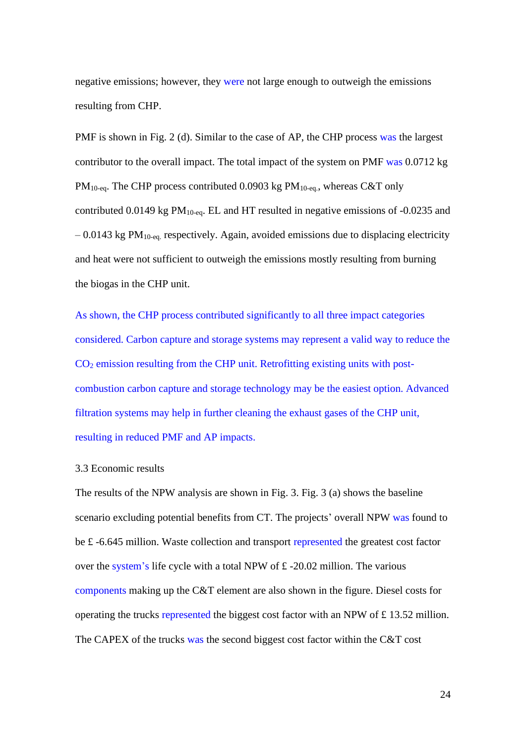negative emissions; however, they were not large enough to outweigh the emissions resulting from CHP.

PMF is shown in Fig. 2 (d). Similar to the case of AP, the CHP process was the largest contributor to the overall impact. The total impact of the system on PMF was 0.0712 kg $PM_{10\text{-eq}}$. The CHP process contributed 0.0903 kg $PM_{10\text{-eq}}$., whereas C&T only contributed 0.0149 kg $PM_{10\text{-eq}}$. EL and HT resulted in negative emissions of -0.0235 and – 0.0143 kg $PM_{10\text{-eq}}$. respectively. Again, avoided emissions due to displacing electricity and heat were not sufficient to outweigh the emissions mostly resulting from burning the biogas in the CHP unit.

As shown, the CHP process contributed significantly to all three impact categories considered. Carbon capture and storage systems may represent a valid way to reduce the $CO_2$ emission resulting from the CHP unit. Retrofitting existing units with post-combustion carbon capture and storage technology may be the easiest option. Advanced filtration systems may help in further cleaning the exhaust gases of the CHP unit, resulting in reduced PMF and AP impacts.

### 3.3 Economic results

The results of the NPW analysis are shown in Fig. 3. Fig. 3 (a) shows the baseline scenario excluding potential benefits from CT. The projects' overall NPW was found to be £ -6.645 million. Waste collection and transport represented the greatest cost factor over the system's life cycle with a total NPW of £ -20.02 million. The various components making up the C&T element are also shown in the figure. Diesel costs for operating the trucks represented the biggest cost factor with an NPW of £ 13.52 million. The CAPEX of the trucks was the second biggest cost factor within the C&T cost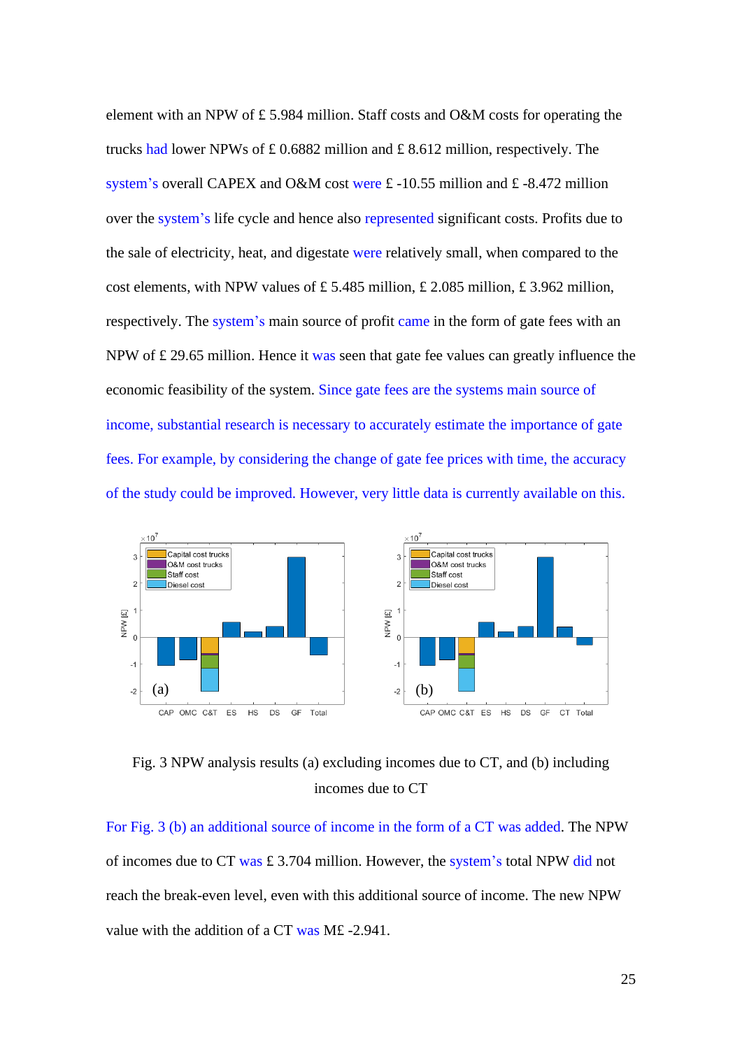element with an NPW of £ 5.984 million. Staff costs and O&M costs for operating the trucks had lower NPWs of £ 0.6882 million and £ 8.612 million, respectively. The system's overall CAPEX and O&M cost were £ -10.55 million and £ -8.472 million over the system's life cycle and hence also represented significant costs. Profits due to the sale of electricity, heat, and digestate were relatively small, when compared to the cost elements, with NPW values of £ 5.485 million, £ 2.085 million, £ 3.962 million, respectively. The system's main source of profit came in the form of gate fees with an NPW of £ 29.65 million. Hence it was seen that gate fee values can greatly influence the economic feasibility of the system. Since gate fees are the systems main source of income, substantial research is necessary to accurately estimate the importance of gate fees. For example, by considering the change of gate fee prices with time, the accuracy of the study could be improved. However, very little data is currently available on this.

Fig. 3 NPW analysis results (a) excluding incomes due to CT, and (b) including incomes due to CT

For Fig. 3 (b) an additional source of income in the form of a CT was added. The NPW of incomes due to CT was £ 3.704 million. However, the system's total NPW did not reach the break-even level, even with this additional source of income. The new NPW value with the addition of a CT was M£ -2.941.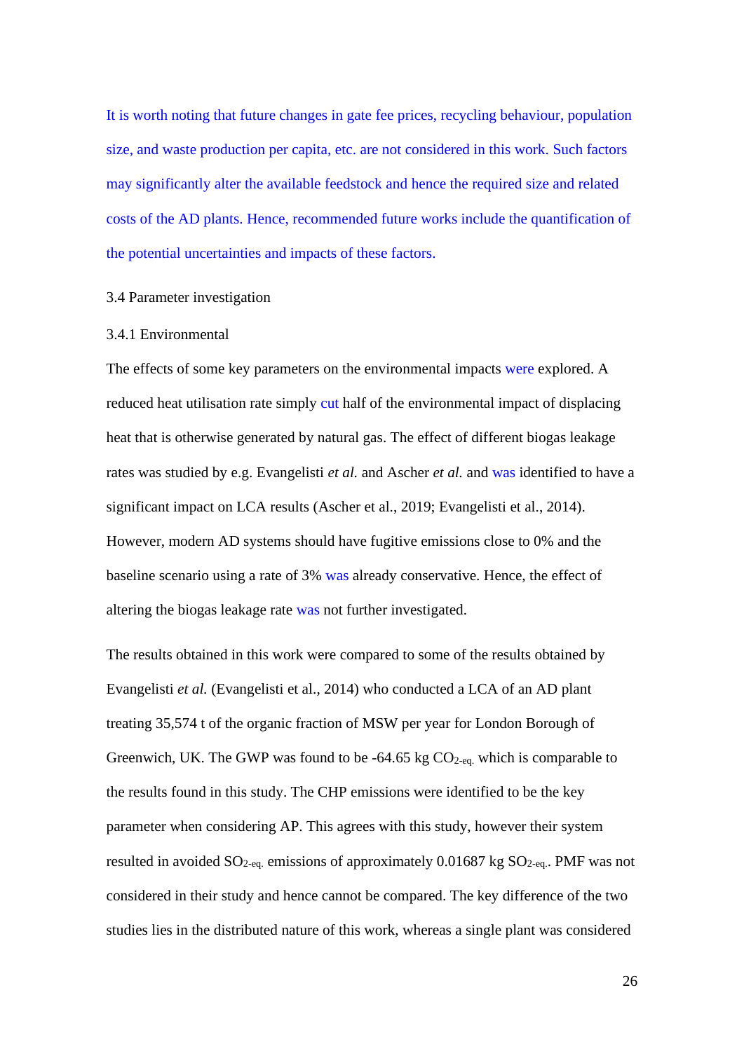It is worth noting that future changes in gate fee prices, recycling behaviour, population size, and waste production per capita, etc. are not considered in this work. Such factors may significantly alter the available feedstock and hence the required size and related costs of the AD plants. Hence, recommended future works include the quantification of the potential uncertainties and impacts of these factors.

### 3.4 Parameter investigation

#### 3.4.1 Environmental

The effects of some key parameters on the environmental impacts were explored. A reduced heat utilisation rate simply cut half of the environmental impact of displacing heat that is otherwise generated by natural gas. The effect of different biogas leakage rates was studied by e.g. Evangelisti *et al.* and Ascher *et al.* and was identified to have a significant impact on LCA results (Ascher et al., 2019; Evangelisti et al., 2014). However, modern AD systems should have fugitive emissions close to 0% and the baseline scenario using a rate of 3% was already conservative. Hence, the effect of altering the biogas leakage rate was not further investigated.

The results obtained in this work were compared to some of the results obtained by Evangelisti *et al.* (Evangelisti et al., 2014) who conducted a LCA of an AD plant treating 35,574 t of the organic fraction of MSW per year for London Borough of Greenwich, UK. The GWP was found to be -64.65 kg $CO_{2\text{-eq.}}$ which is comparable to the results found in this study. The CHP emissions were identified to be the key parameter when considering AP. This agrees with this study, however their system resulted in avoided $SO_{2\text{-eq.}}$ emissions of approximately 0.01687 kg $SO_{2\text{-eq.}}$. PMF was not considered in their study and hence cannot be compared. The key difference of the two studies lies in the distributed nature of this work, whereas a single plant was considered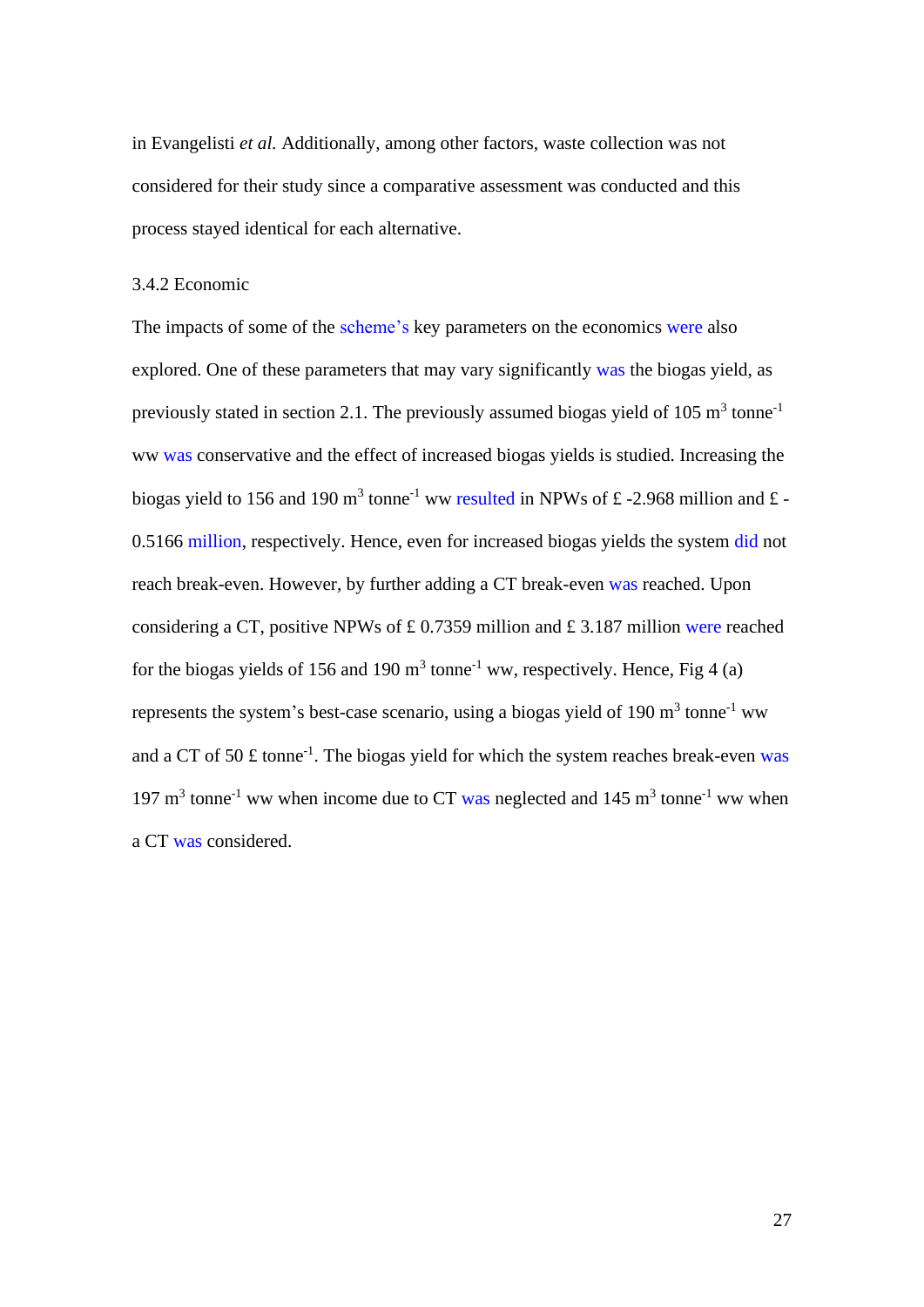in Evangelisti *et al.* Additionally, among other factors, waste collection was not considered for their study since a comparative assessment was conducted and this process stayed identical for each alternative.

### 3.4.2 Economic

The impacts of some of the scheme's key parameters on the economics were also explored. One of these parameters that may vary significantly was the biogas yield, as previously stated in section 2.1. The previously assumed biogas yield of 105 $m^3$ $tonne^{-1}$ ww was conservative and the effect of increased biogas yields is studied. Increasing the biogas yield to 156 and 190 $m^3$ $tonne^{-1}$ ww resulted in NPWs of £ -2.968 million and £ -0.5166 million, respectively. Hence, even for increased biogas yields the system did not reach break-even. However, by further adding a CT break-even was reached. Upon considering a CT, positive NPWs of £ 0.7359 million and £ 3.187 million were reached for the biogas yields of 156 and 190 $m^3$ $tonne^{-1}$ ww, respectively. Hence, Fig 4 (a) represents the system's best-case scenario, using a biogas yield of 190 $m^3$ $tonne^{-1}$ ww and a CT of 50 £ $tonne^{-1}$. The biogas yield for which the system reaches break-even was 197 $m^3$ $tonne^{-1}$ ww when income due to CT was neglected and 145 $m^3$ $tonne^{-1}$ ww when a CT was considered.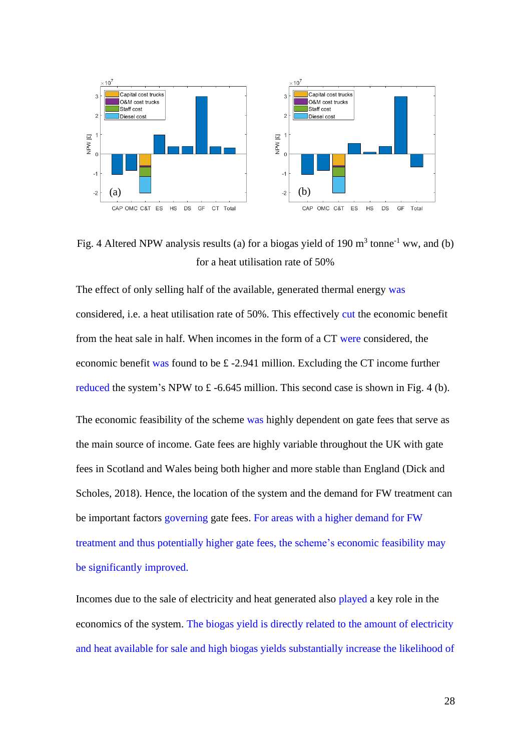Fig. 4 Altered NPW analysis results (a) for a biogas yield of 190 m$^3$ tonne$^{-1}$ ww, and (b) for a heat utilisation rate of 50%

The effect of only selling half of the available, generated thermal energy was considered, i.e. a heat utilisation rate of 50%. This effectively cut the economic benefit from the heat sale in half. When incomes in the form of a CT were considered, the economic benefit was found to be £ -2.941 million. Excluding the CT income further reduced the system's NPW to £ -6.645 million. This second case is shown in Fig. 4 (b).

The economic feasibility of the scheme was highly dependent on gate fees that serve as the main source of income. Gate fees are highly variable throughout the UK with gate fees in Scotland and Wales being both higher and more stable than England (Dick and Scholes, 2018). Hence, the location of the system and the demand for FW treatment can be important factors governing gate fees. For areas with a higher demand for FW treatment and thus potentially higher gate fees, the scheme's economic feasibility may be significantly improved.

Incomes due to the sale of electricity and heat generated also played a key role in the economics of the system. The biogas yield is directly related to the amount of electricity and heat available for sale and high biogas yields substantially increase the likelihood of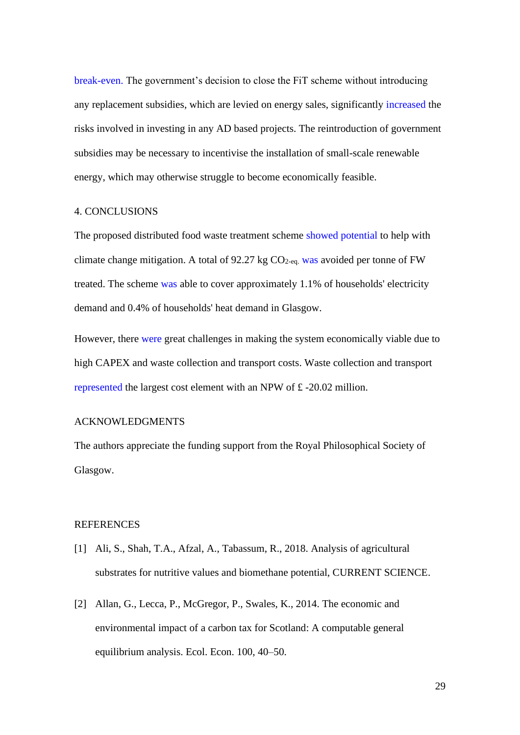break-even. The government's decision to close the FiT scheme without introducing any replacement subsidies, which are levied on energy sales, significantly increased the risks involved in investing in any AD based projects. The reintroduction of government subsidies may be necessary to incentivise the installation of small-scale renewable energy, which may otherwise struggle to become economically feasible.

## 4. CONCLUSIONS

The proposed distributed food waste treatment scheme showed potential to help with climate change mitigation. A total of 92.27 kg $CO_{2\text{-eq.}}$ was avoided per tonne of FW treated. The scheme was able to cover approximately 1.1% of households' electricity demand and 0.4% of households' heat demand in Glasgow.

However, there were great challenges in making the system economically viable due to high CAPEX and waste collection and transport costs. Waste collection and transport represented the largest cost element with an NPW of £ -20.02 million.

## ACKNOWLEDGMENTS

The authors appreciate the funding support from the Royal Philosophical Society of Glasgow.

## REFERENCES

[1] Ali, S., Shah, T.A., Afzal, A., Tabassum, R., 2018. Analysis of agricultural substrates for nutritive values and biomethane potential, CURRENT SCIENCE.

[2] Allan, G., Lecca, P., McGregor, P., Swales, K., 2014. The economic and environmental impact of a carbon tax for Scotland: A computable general equilibrium analysis. Ecol. Econ. 100, 40–50.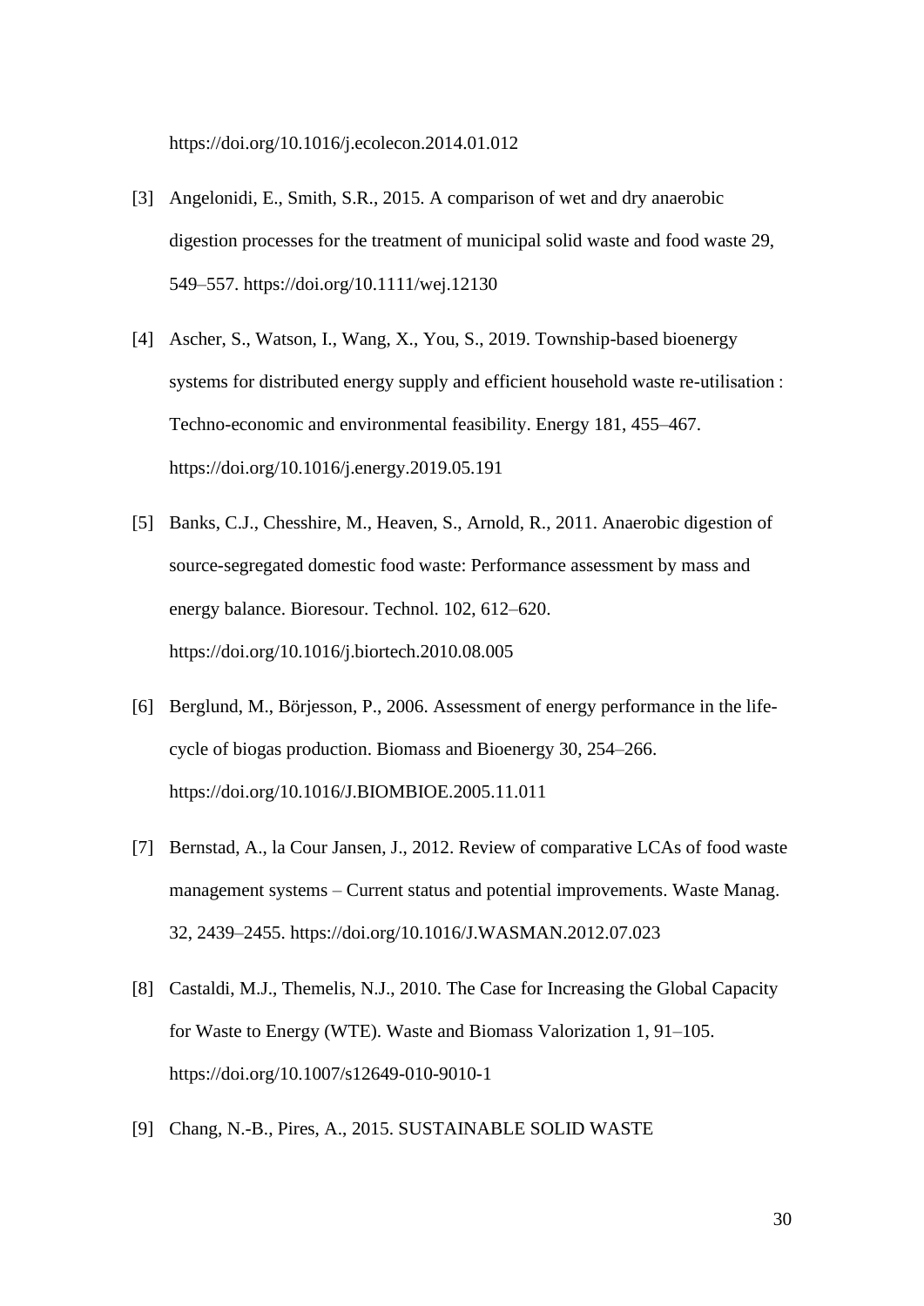https://doi.org/10.1016/j.ecolecon.2014.01.012

[3] Angelonidi, E., Smith, S.R., 2015. A comparison of wet and dry anaerobic digestion processes for the treatment of municipal solid waste and food waste 29, 549–557. https://doi.org/10.1111/wej.12130

[4] Ascher, S., Watson, I., Wang, X., You, S., 2019. Township-based bioenergy systems for distributed energy supply and efficient household waste re-utilisation : Techno-economic and environmental feasibility. Energy 181, 455–467. https://doi.org/10.1016/j.energy.2019.05.191

[5] Banks, C.J., Chesshire, M., Heaven, S., Arnold, R., 2011. Anaerobic digestion of source-segregated domestic food waste: Performance assessment by mass and energy balance. Bioresour. Technol. 102, 612–620. https://doi.org/10.1016/j.biortech.2010.08.005

[6] Berglund, M., Börjesson, P., 2006. Assessment of energy performance in the life-cycle of biogas production. Biomass and Bioenergy 30, 254–266. https://doi.org/10.1016/J.BIOMBIOE.2005.11.011

[7] Bernstad, A., la Cour Jansen, J., 2012. Review of comparative LCAs of food waste management systems – Current status and potential improvements. Waste Manag. 32, 2439–2455. https://doi.org/10.1016/J.WASMAN.2012.07.023

[8] Castaldi, M.J., Themelis, N.J., 2010. The Case for Increasing the Global Capacity for Waste to Energy (WTE). Waste and Biomass Valorization 1, 91–105. https://doi.org/10.1007/s12649-010-9010-1

[9] Chang, N.-B., Pires, A., 2015. SUSTAINABLE SOLID WASTE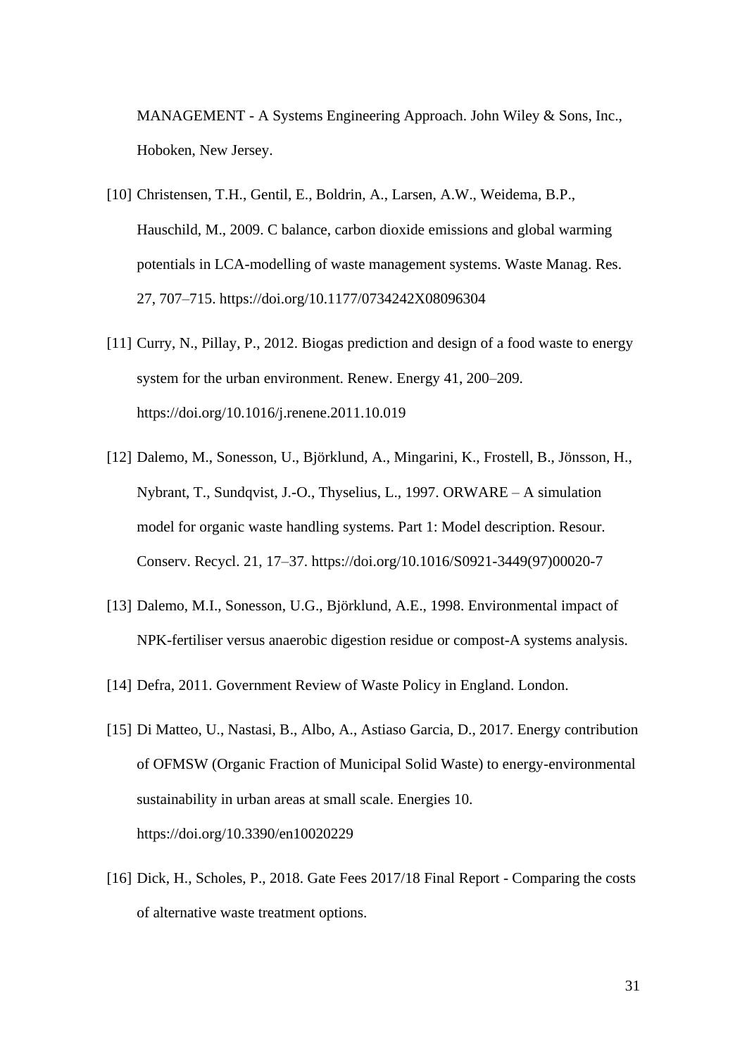MANAGEMENT - A Systems Engineering Approach. John Wiley & Sons, Inc., Hoboken, New Jersey.

[10] Christensen, T.H., Gentil, E., Boldrin, A., Larsen, A.W., Weidema, B.P., Hauschild, M., 2009. C balance, carbon dioxide emissions and global warming potentials in LCA-modelling of waste management systems. Waste Manag. Res. 27, 707–715. https://doi.org/10.1177/0734242X08096304

[11] Curry, N., Pillay, P., 2012. Biogas prediction and design of a food waste to energy system for the urban environment. Renew. Energy 41, 200–209. https://doi.org/10.1016/j.renene.2011.10.019

[12] Dalemo, M., Sonesson, U., Björklund, A., Mingarini, K., Frostell, B., Jönsson, H., Nybrant, T., Sundqvist, J.-O., Thyselius, L., 1997. ORWARE – A simulation model for organic waste handling systems. Part 1: Model description. Resour. Conserv. Recycl. 21, 17–37. https://doi.org/10.1016/S0921-3449(97)00020-7

[13] Dalemo, M.I., Sonesson, U.G., Björklund, A.E., 1998. Environmental impact of NPK-fertiliser versus anaerobic digestion residue or compost-A systems analysis.

[14] Defra, 2011. Government Review of Waste Policy in England. London.

[15] Di Matteo, U., Nastasi, B., Albo, A., Astiaso Garcia, D., 2017. Energy contribution of OFMSW (Organic Fraction of Municipal Solid Waste) to energy-environmental sustainability in urban areas at small scale. Energies 10. https://doi.org/10.3390/en10020229

[16] Dick, H., Scholes, P., 2018. Gate Fees 2017/18 Final Report - Comparing the costs of alternative waste treatment options.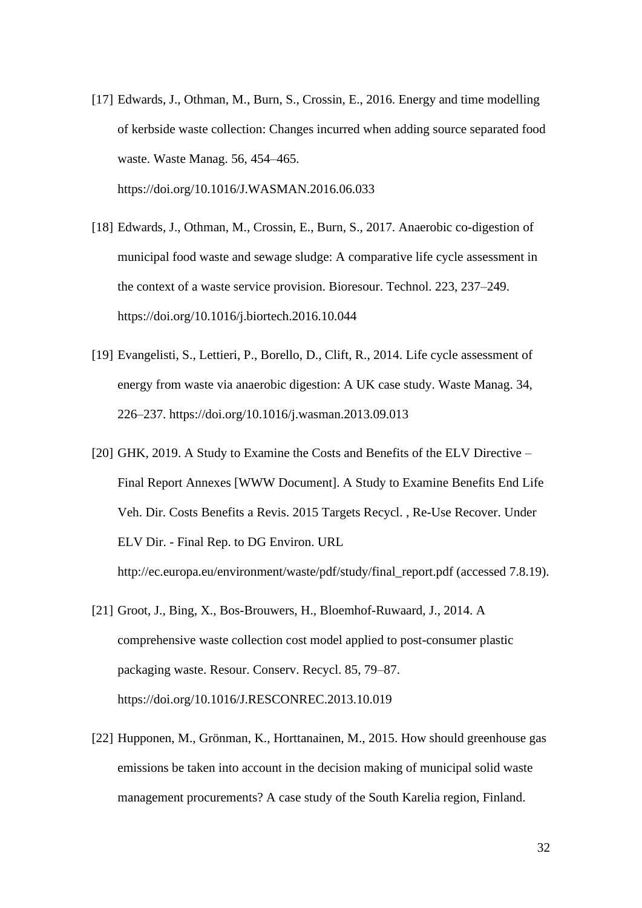[17] Edwards, J., Othman, M., Burn, S., Crossin, E., 2016. Energy and time modelling of kerbside waste collection: Changes incurred when adding source separated food waste. Waste Manag. 56, 454–465. https://doi.org/10.1016/J.WASMAN.2016.06.033

[18] Edwards, J., Othman, M., Crossin, E., Burn, S., 2017. Anaerobic co-digestion of municipal food waste and sewage sludge: A comparative life cycle assessment in the context of a waste service provision. Bioresour. Technol. 223, 237–249. https://doi.org/10.1016/j.biortech.2016.10.044

[19] Evangelisti, S., Lettieri, P., Borello, D., Clift, R., 2014. Life cycle assessment of energy from waste via anaerobic digestion: A UK case study. Waste Manag. 34, 226–237. https://doi.org/10.1016/j.wasman.2013.09.013

[20] GHK, 2019. A Study to Examine the Costs and Benefits of the ELV Directive – Final Report Annexes [WWW Document]. A Study to Examine Benefits End Life Veh. Dir. Costs Benefits a Revis. 2015 Targets Recycl. , Re-Use Recover. Under ELV Dir. - Final Rep. to DG Environ. URL http://ec.europa.eu/environment/waste/pdf/study/final_report.pdf (accessed 7.8.19).

[21] Groot, J., Bing, X., Bos-Brouwers, H., Bloemhof-Ruwaard, J., 2014. A comprehensive waste collection cost model applied to post-consumer plastic packaging waste. Resour. Conserv. Recycl. 85, 79–87. https://doi.org/10.1016/J.RESCONREC.2013.10.019

[22] Hupponen, M., Grönman, K., Horttanainen, M., 2015. How should greenhouse gas emissions be taken into account in the decision making of municipal solid waste management procurements? A case study of the South Karelia region, Finland.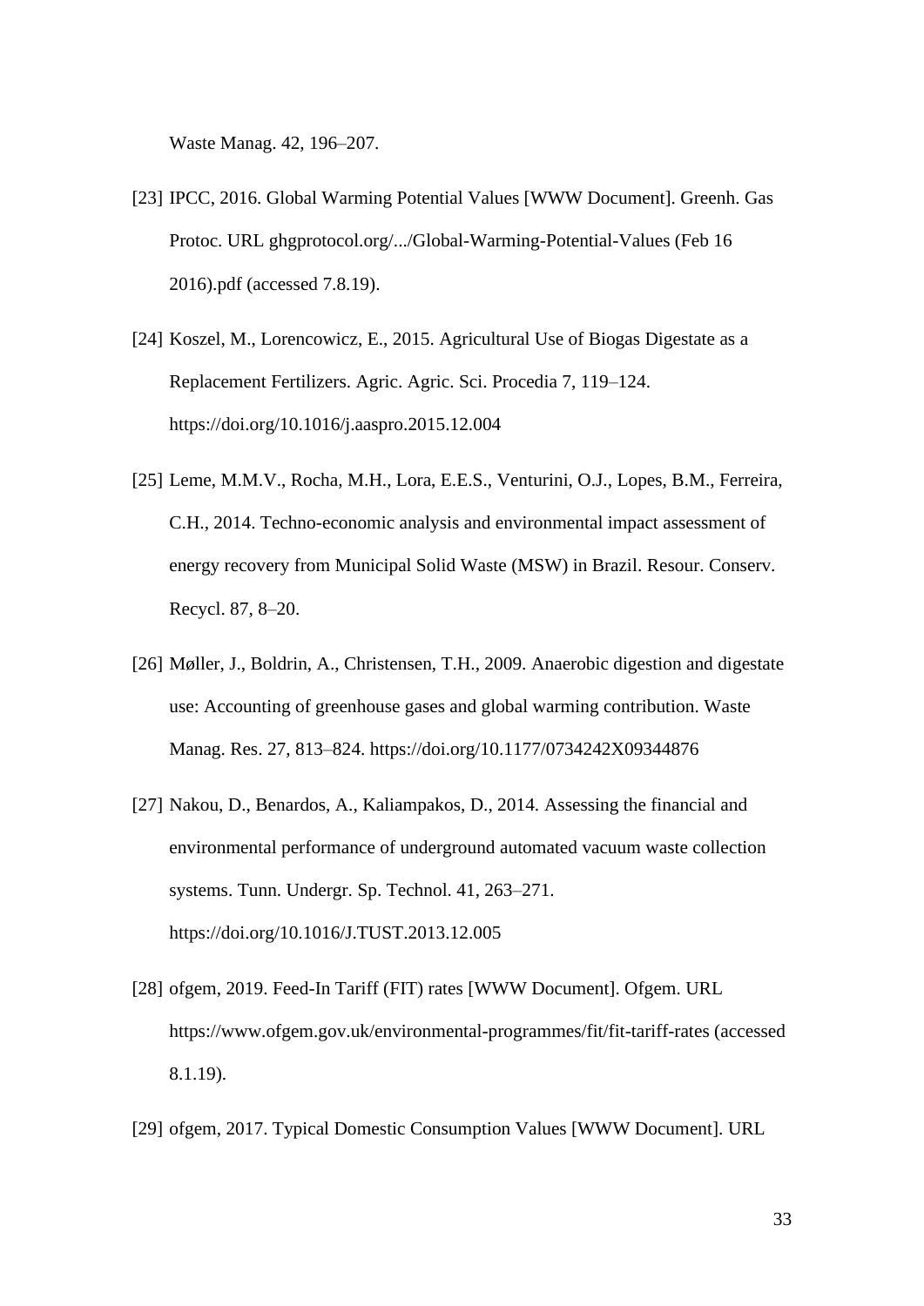Waste Manag. 42, 196–207.

[23] IPCC, 2016. Global Warming Potential Values [WWW Document]. Greenh. Gas Protoc. URL ghgprotocol.org/.../Global-Warming-Potential-Values (Feb 16 2016).pdf (accessed 7.8.19).

[24] Koszel, M., Lorencowicz, E., 2015. Agricultural Use of Biogas Digestate as a Replacement Fertilizers. Agric. Agric. Sci. Procedia 7, 119–124. https://doi.org/10.1016/j.aaspro.2015.12.004

[25] Leme, M.M.V., Rocha, M.H., Lora, E.E.S., Venturini, O.J., Lopes, B.M., Ferreira, C.H., 2014. Techno-economic analysis and environmental impact assessment of energy recovery from Municipal Solid Waste (MSW) in Brazil. Resour. Conserv. Recycl. 87, 8–20.

[26] Møller, J., Boldrin, A., Christensen, T.H., 2009. Anaerobic digestion and digestate use: Accounting of greenhouse gases and global warming contribution. Waste Manag. Res. 27, 813–824. https://doi.org/10.1177/0734242X09344876

[27] Nakou, D., Benardos, A., Kaliampakos, D., 2014. Assessing the financial and environmental performance of underground automated vacuum waste collection systems. Tunn. Undergr. Sp. Technol. 41, 263–271. https://doi.org/10.1016/J.TUST.2013.12.005

[28] ofgem, 2019. Feed-In Tariff (FIT) rates [WWW Document]. Ofgem. URL https://www.ofgem.gov.uk/environmental-programmes/fit/fit-tariff-rates (accessed 8.1.19).

[29] ofgem, 2017. Typical Domestic Consumption Values [WWW Document]. URL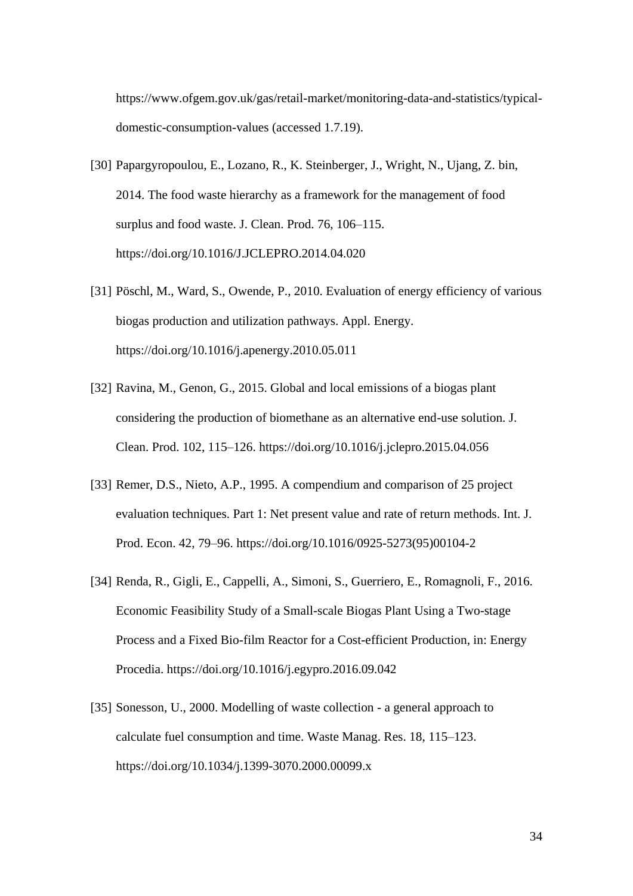https://www.ofgem.gov.uk/gas/retail-market/monitoring-data-and-statistics/typical-domestic-consumption-values (accessed 1.7.19).

[30] Papargyropoulou, E., Lozano, R., K. Steinberger, J., Wright, N., Ujang, Z. bin, 2014. The food waste hierarchy as a framework for the management of food surplus and food waste. J. Clean. Prod. 76, 106–115. https://doi.org/10.1016/J.JCLEPRO.2014.04.020

[31] Pöschl, M., Ward, S., Owende, P., 2010. Evaluation of energy efficiency of various biogas production and utilization pathways. Appl. Energy. https://doi.org/10.1016/j.apenergy.2010.05.011

[32] Ravina, M., Genon, G., 2015. Global and local emissions of a biogas plant considering the production of biomethane as an alternative end-use solution. J. Clean. Prod. 102, 115–126. https://doi.org/10.1016/j.jclepro.2015.04.056

[33] Remer, D.S., Nieto, A.P., 1995. A compendium and comparison of 25 project evaluation techniques. Part 1: Net present value and rate of return methods. Int. J. Prod. Econ. 42, 79–96. https://doi.org/10.1016/0925-5273(95)00104-2

[34] Renda, R., Gigli, E., Cappelli, A., Simoni, S., Guerriero, E., Romagnoli, F., 2016. Economic Feasibility Study of a Small-scale Biogas Plant Using a Two-stage Process and a Fixed Bio-film Reactor for a Cost-efficient Production, in: Energy Procedia. https://doi.org/10.1016/j.egypro.2016.09.042

[35] Sonesson, U., 2000. Modelling of waste collection - a general approach to calculate fuel consumption and time. Waste Manag. Res. 18, 115–123. https://doi.org/10.1034/j.1399-3070.2000.00099.x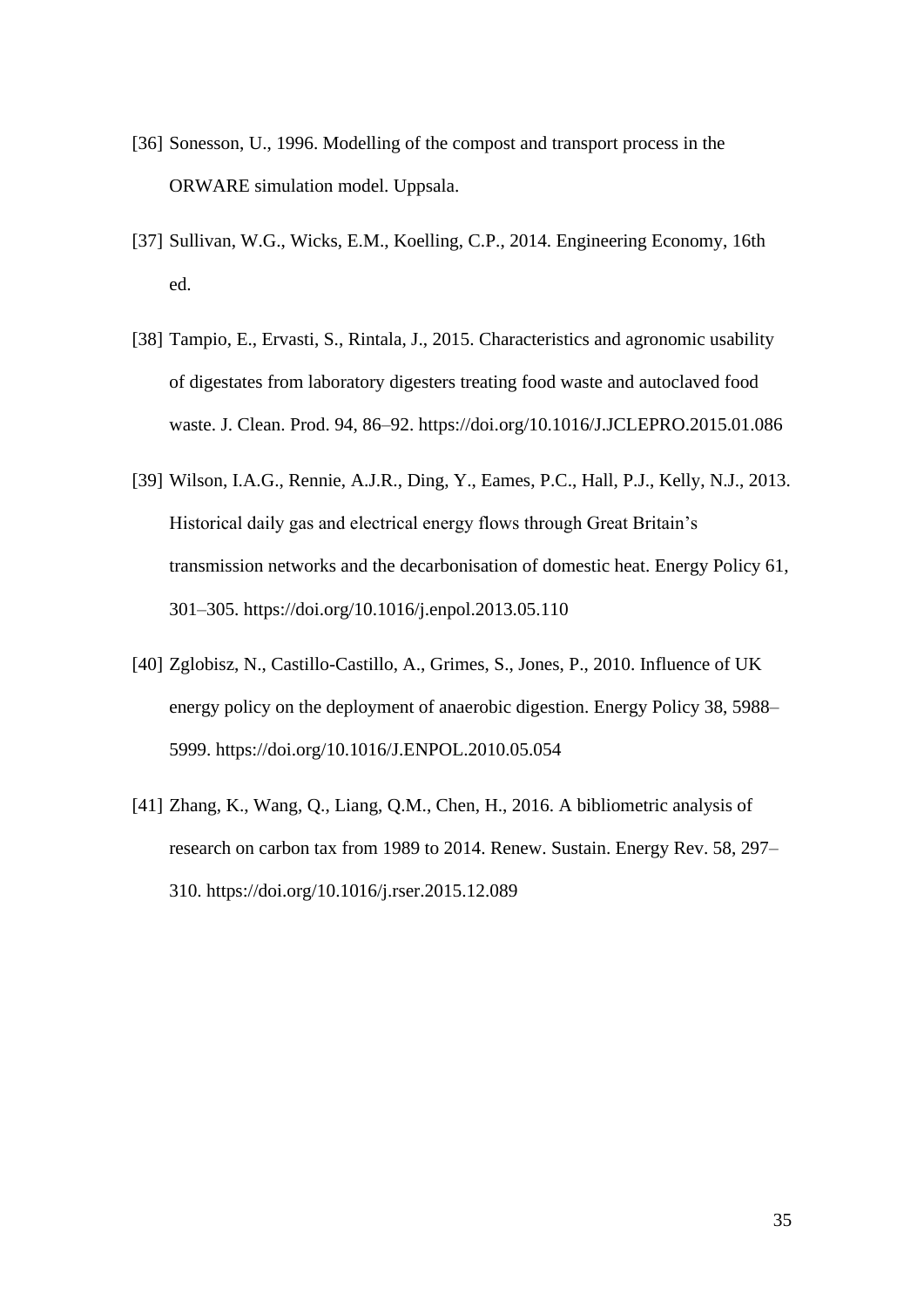[36] Sonesson, U., 1996. Modelling of the compost and transport process in the ORWARE simulation model. Uppsala.

[37] Sullivan, W.G., Wicks, E.M., Koelling, C.P., 2014. Engineering Economy, 16th ed.

[38] Tampio, E., Ervasti, S., Rintala, J., 2015. Characteristics and agronomic usability of digestates from laboratory digesters treating food waste and autoclaved food waste. J. Clean. Prod. 94, 86–92. https://doi.org/10.1016/J.JCLEPRO.2015.01.086

[39] Wilson, I.A.G., Rennie, A.J.R., Ding, Y., Eames, P.C., Hall, P.J., Kelly, N.J., 2013. Historical daily gas and electrical energy flows through Great Britain's transmission networks and the decarbonisation of domestic heat. Energy Policy 61, 301–305. https://doi.org/10.1016/j.enpol.2013.05.110

[40] Zglobisz, N., Castillo-Castillo, A., Grimes, S., Jones, P., 2010. Influence of UK energy policy on the deployment of anaerobic digestion. Energy Policy 38, 5988–5999. https://doi.org/10.1016/J.ENPOL.2010.05.054

[41] Zhang, K., Wang, Q., Liang, Q.M., Chen, H., 2016. A bibliometric analysis of research on carbon tax from 1989 to 2014. Renew. Sustain. Energy Rev. 58, 297–310. https://doi.org/10.1016/j.rser.2015.12.089